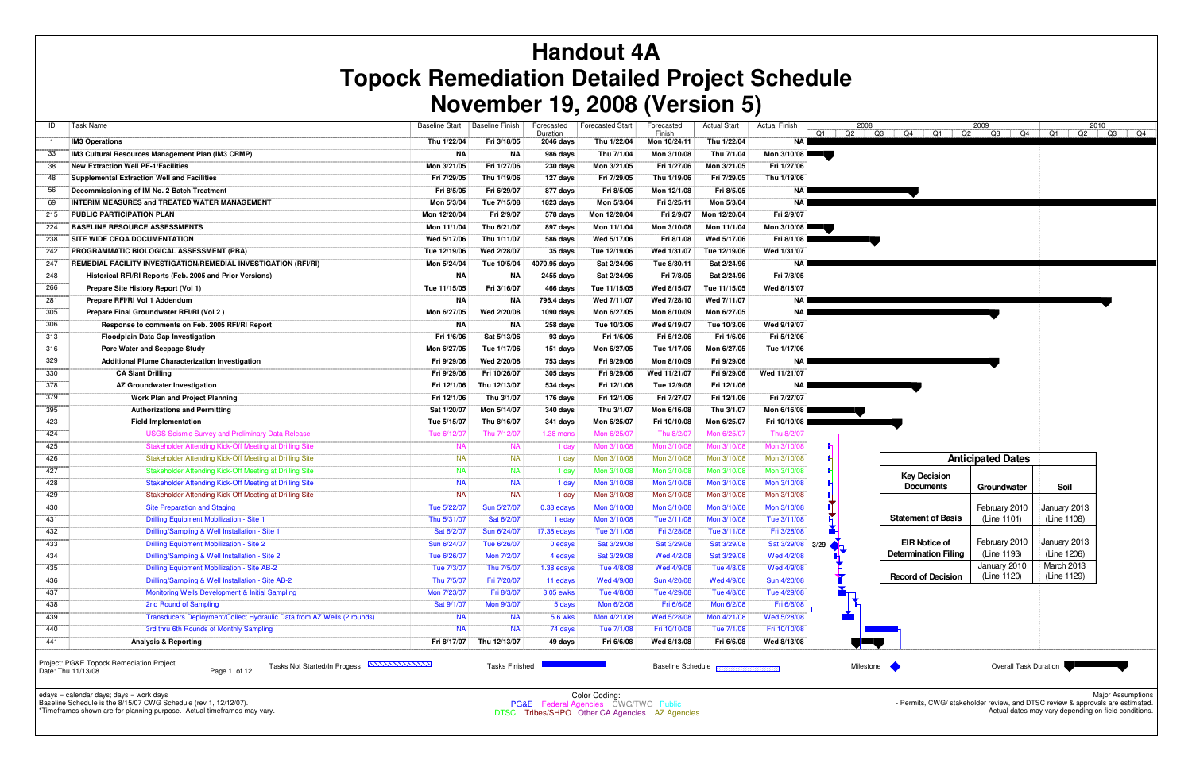# Handout 4A
# Topock Remediation Detailed Project Schedule
# November 19, 2008 (Version 5)

| ID | Task Name | Baseline Start | Baseline Finish | Forecasted Duration | Forecasted Start | Forecasted Finish | Actual Start | Actual Finish |
|---|---|---|---|---|---|---|---|---|
| 1 | **IM3 Operations** | Thu 1/22/04 | Fri 3/18/05 | 2046 days | Thu 1/22/04 | Mon 10/24/11 | Thu 1/22/04 | NA |
| 33 | **IM3 Cultural Resources Management Plan (IM3 CRMP)** | NA | NA | 986 days | Thu 7/1/04 | Mon 3/10/08 | Thu 7/1/04 | Mon 3/10/08 |
| 38 | **New Extraction Well PE-1/Facilities** | Mon 3/21/05 | Fri 1/27/06 | 230 days | Mon 3/21/05 | Fri 1/27/06 | Mon 3/21/05 | Fri 1/27/06 |
| 48 | **Supplemental Extraction Well and Facilities** | Fri 7/29/05 | Thu 1/19/06 | 127 days | Fri 7/29/05 | Thu 1/19/06 | Fri 7/29/05 | Thu 1/19/06 |
| 56 | **Decommissioning of IM No. 2 Batch Treatment** | Fri 8/5/05 | Fri 6/29/07 | 877 days | Fri 8/5/05 | Mon 12/1/08 | Fri 8/5/05 | NA |
| 69 | **INTERIM MEASURES and TREATED WATER MANAGEMENT** | Mon 5/3/04 | Tue 7/15/08 | 1823 days | Mon 5/3/04 | Fri 3/25/11 | Mon 5/3/04 | NA |
| 215 | **PUBLIC PARTICIPATION PLAN** | Mon 12/20/04 | Fri 2/9/07 | 578 days | Mon 12/20/04 | Fri 2/9/07 | Mon 12/20/04 | Fri 2/9/07 |
| 224 | **BASELINE RESOURCE ASSESSMENTS** | Mon 11/1/04 | Thu 6/21/07 | 897 days | Mon 11/1/04 | Mon 3/10/08 | Mon 11/1/04 | Mon 3/10/08 |
| 238 | **SITE WIDE CEQA DOCUMENTATION** | Wed 5/17/06 | Thu 1/11/07 | 586 days | Wed 5/17/06 | Fri 8/1/08 | Wed 5/17/06 | Fri 8/1/08 |
| 242 | **PROGRAMMATIC BIOLOGICAL ASSESSMENT (PBA)** | Tue 12/19/06 | Wed 2/28/07 | 35 days | Tue 12/19/06 | Wed 1/31/07 | Tue 12/19/06 | Wed 1/31/07 |
| 247 | **REMEDIAL FACILITY INVESTIGATION/REMEDIAL INVESTIGATION (RFI/RI)** | Mon 5/24/04 | Tue 10/5/04 | 4070.95 days | Sat 2/24/96 | Tue 8/30/11 | Sat 2/24/96 | NA |
| 248 | **Historical RFI/RI Reports (Feb. 2005 and Prior Versions)** | NA | NA | 2455 days | Sat 2/24/96 | Fri 7/8/05 | Sat 2/24/96 | Fri 7/8/05 |
| 266 | **Prepare Site History Report (Vol 1)** | Tue 11/15/05 | Fri 3/16/07 | 466 days | Tue 11/15/05 | Wed 8/15/07 | Tue 11/15/05 | Wed 8/15/07 |
| 281 | **Prepare RFI/RI Vol 1 Addendum** | NA | NA | 796.4 days | Wed 7/11/07 | Wed 7/28/10 | Wed 7/11/07 | NA |
| 305 | **Prepare Final Groundwater RFI/RI (Vol 2 )** | Mon 6/27/05 | Wed 2/20/08 | 1090 days | Mon 6/27/05 | Mon 8/10/09 | Mon 6/27/05 | NA |
| 306 | **Response to comments on Feb. 2005 RFI/RI Report** | NA | NA | 258 days | Tue 10/3/06 | Wed 9/19/07 | Tue 10/3/06 | Wed 9/19/07 |
| 313 | **Floodplain Data Gap Investigation** | Fri 1/6/06 | Sat 5/13/06 | 93 days | Fri 1/6/06 | Fri 5/12/06 | Fri 1/6/06 | Fri 5/12/06 |
| 316 | **Pore Water and Seepage Study** | Mon 6/27/05 | Tue 1/17/06 | 151 days | Mon 6/27/05 | Tue 1/17/06 | Mon 6/27/05 | Tue 1/17/06 |
| 329 | **Additional Plume Characterization Investigation** | Fri 9/29/06 | Wed 2/20/08 | 753 days | Fri 9/29/06 | Mon 8/10/09 | Fri 9/29/06 | NA |
| 330 | **CA Slant Drilling** | Fri 9/29/06 | Fri 10/26/07 | 305 days | Fri 9/29/06 | Wed 11/21/07 | Fri 9/29/06 | Wed 11/21/07 |
| 378 | **AZ Groundwater Investigation** | Fri 12/1/06 | Thu 12/13/07 | 534 days | Fri 12/1/06 | Tue 12/9/08 | Fri 12/1/06 | NA |
| 379 | **Work Plan and Project Planning** | Fri 12/1/06 | Thu 3/1/07 | 176 days | Fri 12/1/06 | Fri 7/27/07 | Fri 12/1/06 | Fri 7/27/07 |
| 395 | **Authorizations and Permitting** | Sat 1/20/07 | Mon 5/14/07 | 340 days | Thu 3/1/07 | Mon 6/16/08 | Thu 3/1/07 | Mon 6/16/08 |
| 423 | **Field Implementation** | Tue 5/15/07 | Thu 8/16/07 | 341 days | Mon 6/25/07 | Fri 10/10/08 | Mon 6/25/07 | Fri 10/10/08 |
| 424 | USGS Seismic Survey and Preliminary Data Release | Tue 6/12/07 | Thu 7/12/07 | 1.38 mons | Mon 6/25/07 | Thu 8/2/07 | Mon 6/25/07 | Thu 8/2/07 |
| 425 | Stakeholder Attending Kick-Off Meeting at Drilling Site | NA | NA | 1 day | Mon 3/10/08 | Mon 3/10/08 | Mon 3/10/08 | Mon 3/10/08 |
| 426 | Stakeholder Attending Kick-Off Meeting at Drilling Site | NA | NA | 1 day | Mon 3/10/08 | Mon 3/10/08 | Mon 3/10/08 | Mon 3/10/08 |
| 427 | Stakeholder Attending Kick-Off Meeting at Drilling Site | NA | NA | 1 day | Mon 3/10/08 | Mon 3/10/08 | Mon 3/10/08 | Mon 3/10/08 |
| 428 | Stakeholder Attending Kick-Off Meeting at Drilling Site | NA | NA | 1 day | Mon 3/10/08 | Mon 3/10/08 | Mon 3/10/08 | Mon 3/10/08 |
| 429 | Stakeholder Attending Kick-Off Meeting at Drilling Site | NA | NA | 1 day | Mon 3/10/08 | Mon 3/10/08 | Mon 3/10/08 | Mon 3/10/08 |
| 430 | Site Preparation and Staging | Tue 5/22/07 | Sun 5/27/07 | 0.38 edays | Mon 3/10/08 | Mon 3/10/08 | Mon 3/10/08 | Mon 3/10/08 |
| 431 | Drilling Equipment Mobilization - Site 1 | Thu 5/31/07 | Sat 6/2/07 | 1 eday | Mon 3/10/08 | Tue 3/11/08 | Mon 3/10/08 | Tue 3/11/08 |
| 432 | Drilling/Sampling & Well Installation - Site 1 | Sat 6/2/07 | Sun 6/24/07 | 17.38 edays | Tue 3/11/08 | Fri 3/28/08 | Tue 3/11/08 | Fri 3/28/08 |
| 433 | Drilling Equipment Mobilization - Site 2 | Sun 6/24/07 | Tue 6/26/07 | 0 edays | Sat 3/29/08 | Sat 3/29/08 | Sat 3/29/08 | Sat 3/29/08 |
| 434 | Drilling/Sampling & Well Installation - Site 2 | Tue 6/26/07 | Mon 7/2/07 | 4 edays | Sat 3/29/08 | Wed 4/2/08 | Sat 3/29/08 | Wed 4/2/08 |
| 435 | Drilling Equipment Mobilization - Site AB-2 | Tue 7/3/07 | Thu 7/5/07 | 1.38 edays | Tue 4/8/08 | Wed 4/9/08 | Tue 4/8/08 | Wed 4/9/08 |
| 436 | Drilling/Sampling & Well Installation - Site AB-2 | Thu 7/5/07 | Fri 7/20/07 | 11 edays | Wed 4/9/08 | Sun 4/20/08 | Wed 4/9/08 | Sun 4/20/08 |
| 437 | Monitoring Wells Development & Initial Sampling | Mon 7/23/07 | Fri 8/3/07 | 3.05 ewks | Tue 4/8/08 | Tue 4/29/08 | Tue 4/8/08 | Tue 4/29/08 |
| 438 | 2nd Round of Sampling | Sat 9/1/07 | Mon 9/3/07 | 5 days | Mon 6/2/08 | Fri 6/6/08 | Mon 6/2/08 | Fri 6/6/08 |
| 439 | Transducers Deployment/Collect Hydraulic Data from AZ Wells (2 rounds) | NA | NA | 5.6 wks | Mon 4/21/08 | Wed 5/28/08 | Mon 4/21/08 | Wed 5/28/08 |
| 440 | 3rd thru 6th Rounds of Monthly Sampling | NA | NA | 74 days | Tue 7/1/08 | Fri 10/10/08 | Tue 7/1/08 | Fri 10/10/08 |
| 441 | **Analysis & Reporting** | Fri 8/17/07 | Thu 12/13/07 | 49 days | Fri 6/6/08 | Wed 8/13/08 | Fri 6/6/08 | Wed 8/13/08 |

Milestone: 3/29

| Key Decision Documents | Anticipated Dates: Groundwater | Soil |
|---|---|---|
| Statement of Basis | February 2010 (Line 1101) | January 2013 (Line 1108) |
| EIR Notice of Determination Filing | February 2010 (Line 1193) | January 2013 (Line 1206) |
| Record of Decision | January 2010 (Line 1120) | March 2013 (Line 1129) |

Project: PG&E Topock Remediation Project
Date: Thu 11/13/08

Legend: Tasks Not Started/In Progess | Tasks Finished | Baseline Schedule | Milestone | Overall Task Duration

edays = calendar days; days = work days
Baseline Schedule is the 8/15/07 CWG Schedule (rev 1, 12/12/07).
*Timeframes shown are for planning purpose. Actual timeframes may vary.

Color Coding:
PG&E Federal Agencies CWG/TWG Public
DTSC Tribes/SHPO Other CA Agencies AZ Agencies

Major Assumptions
- Permits, CWG/ stakeholder review, and DTSC review & approvals are estimated.
- Actual dates may vary depending on field conditions.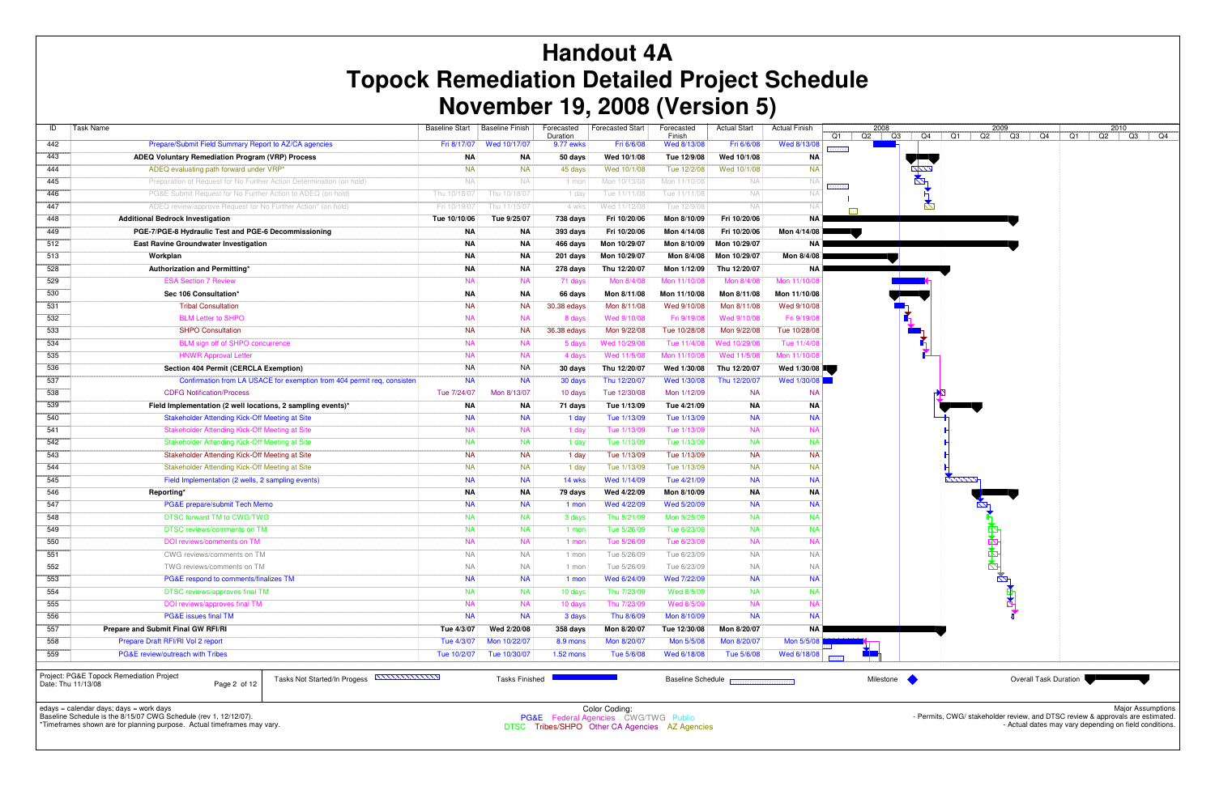# Handout 4A
# Topock Remediation Detailed Project Schedule
# November 19, 2008 (Version 5)

| ID | Task Name | Baseline Start | Baseline Finish | Forecasted Duration | Forecasted Start | Forecasted Finish | Actual Start | Actual Finish |
|---|---|---|---|---|---|---|---|---|
| 442 | Prepare/Submit Field Summary Report to AZ/CA agencies | Fri 8/17/07 | Wed 10/17/07 | 9.77 ewks | Fri 6/6/08 | Wed 8/13/08 | Fri 6/6/08 | Wed 8/13/08 |
| 443 | **ADEQ Voluntary Remediation Program (VRP) Process** | **NA** | **NA** | **50 days** | **Wed 10/1/08** | **Tue 12/9/08** | **Wed 10/1/08** | **NA** |
| 444 | ADEQ evaluating path forward under VRP* | NA | NA | 45 days | Wed 10/1/08 | Tue 12/2/08 | Wed 10/1/08 | NA |
| 445 | Preparation of Request for No Further Action Determination (on hold) | NA | NA | 1 mon | Mon 10/13/08 | Mon 11/10/08 | NA | NA |
| 446 | PG&E Submit Request for No Further Action to ADEQ (on hold) | Thu 10/18/07 | Thu 10/18/07 | 1 day | Tue 11/11/08 | Tue 11/11/08 | NA | NA |
| 447 | ADEQ review/approve Request for No Further Action* (on hold) | Fri 10/19/07 | Thu 11/15/07 | 4 wks | Wed 11/12/08 | Tue 12/9/08 | NA | NA |
| 448 | **Additional Bedrock Investigation** | **Tue 10/10/06** | **Tue 9/25/07** | **738 days** | **Fri 10/20/06** | **Mon 8/10/09** | **Fri 10/20/06** | **NA** |
| 449 | **PGE-7/PGE-8 Hydraulic Test and PGE-6 Decommissioning** | **NA** | **NA** | **393 days** | **Fri 10/20/06** | **Mon 4/14/08** | **Fri 10/20/06** | **Mon 4/14/08** |
| 512 | **East Ravine Groundwater Investigation** | **NA** | **NA** | **466 days** | **Mon 10/29/07** | **Mon 8/10/09** | **Mon 10/29/07** | **NA** |
| 513 | **Workplan** | **NA** | **NA** | **201 days** | **Mon 10/29/07** | **Mon 8/4/08** | **Mon 10/29/07** | **Mon 8/4/08** |
| 528 | **Authorization and Permitting*** | **NA** | **NA** | **278 days** | **Thu 12/20/07** | **Mon 1/12/09** | **Thu 12/20/07** | **NA** |
| 529 | ESA Section 7 Review | NA | NA | 71 days | Mon 8/4/08 | Mon 11/10/08 | Mon 8/4/08 | Mon 11/10/08 |
| 530 | **Sec 106 Consultation*** | **NA** | **NA** | **66 days** | **Mon 8/11/08** | **Mon 11/10/08** | **Mon 8/11/08** | **Mon 11/10/08** |
| 531 | Tribal Consultation | NA | NA | 30.38 edays | Mon 8/11/08 | Wed 9/10/08 | Mon 8/11/08 | Wed 9/10/08 |
| 532 | BLM Letter to SHPO | NA | NA | 8 days | Wed 9/10/08 | Fri 9/19/08 | Wed 9/10/08 | Fri 9/19/08 |
| 533 | SHPO Consultation | NA | NA | 36.38 edays | Mon 9/22/08 | Tue 10/28/08 | Mon 9/22/08 | Tue 10/28/08 |
| 534 | BLM sign off of SHPO concurrence | NA | NA | 5 days | Wed 10/29/08 | Tue 11/4/08 | Wed 10/29/08 | Tue 11/4/08 |
| 535 | HNWR Approval Letter | NA | NA | 4 days | Wed 11/5/08 | Mon 11/10/08 | Wed 11/5/08 | Mon 11/10/08 |
| 536 | **Section 404 Permit (CERCLA Exemption)** | NA | NA | **30 days** | **Thu 12/20/07** | **Wed 1/30/08** | **Thu 12/20/07** | **Wed 1/30/08** |
| 537 | Confirmation from LA USACE for exemption from 404 permit req, consisten | NA | NA | 30 days | Thu 12/20/07 | Wed 1/30/08 | Thu 12/20/07 | Wed 1/30/08 |
| 538 | CDFG Notification/Process | Tue 7/24/07 | Mon 8/13/07 | 10 days | Tue 12/30/08 | Mon 1/12/09 | NA | NA |
| 539 | **Field Implementation (2 well locations, 2 sampling events)*** | **NA** | **NA** | **71 days** | **Tue 1/13/09** | **Tue 4/21/09** | **NA** | **NA** |
| 540 | Stakeholder Attending Kick-Off Meeting at Site | NA | NA | 1 day | Tue 1/13/09 | Tue 1/13/09 | NA | NA |
| 541 | Stakeholder Attending Kick-Off Meeting at Site | NA | NA | 1 day | Tue 1/13/09 | Tue 1/13/09 | NA | NA |
| 542 | Stakeholder Attending Kick-Off Meeting at Site | NA | NA | 1 day | Tue 1/13/09 | Tue 1/13/09 | NA | NA |
| 543 | Stakeholder Attending Kick-Off Meeting at Site | NA | NA | 1 day | Tue 1/13/09 | Tue 1/13/09 | NA | NA |
| 544 | Stakeholder Attending Kick-Off Meeting at Site | NA | NA | 1 day | Tue 1/13/09 | Tue 1/13/09 | NA | NA |
| 545 | Field Implementation (2 wells, 2 sampling events) | NA | NA | 14 wks | Wed 1/14/09 | Tue 4/21/09 | NA | NA |
| 546 | **Reporting*** | **NA** | **NA** | **79 days** | **Wed 4/22/09** | **Mon 8/10/09** | **NA** | **NA** |
| 547 | PG&E prepare/submit Tech Memo | NA | NA | 1 mon | Wed 4/22/09 | Wed 5/20/09 | NA | NA |
| 548 | DTSC forward TM to CWG/TWG | NA | NA | 3 days | Thu 5/21/09 | Mon 5/25/09 | NA | NA |
| 549 | DTSC reviews/comments on TM | NA | NA | 1 mon | Tue 5/26/09 | Tue 6/23/09 | NA | NA |
| 550 | DOI reviews/comments on TM | NA | NA | 1 mon | Tue 5/26/09 | Tue 6/23/09 | NA | NA |
| 551 | CWG reviews/comments on TM | NA | NA | 1 mon | Tue 5/26/09 | Tue 6/23/09 | NA | NA |
| 552 | TWG reviews/comments on TM | NA | NA | 1 mon | Tue 5/26/09 | Tue 6/23/09 | NA | NA |
| 553 | PG&E respond to comments/finalizes TM | NA | NA | 1 mon | Wed 6/24/09 | Wed 7/22/09 | NA | NA |
| 554 | DTSC reviews/approves final TM | NA | NA | 10 days | Thu 7/23/09 | Wed 8/5/09 | NA | NA |
| 555 | DOI reviews/approves final TM | NA | NA | 10 days | Thu 7/23/09 | Wed 8/5/09 | NA | NA |
| 556 | PG&E issues final TM | NA | NA | 3 days | Thu 8/6/09 | Mon 8/10/09 | NA | NA |
| 557 | **Prepare and Submit Final GW RFI/RI** | **Tue 4/3/07** | **Wed 2/20/08** | **358 days** | **Mon 8/20/07** | **Tue 12/30/08** | **Mon 8/20/07** | **NA** |
| 558 | Prepare Draft RFI/RI Vol 2 report | Tue 4/3/07 | Mon 10/22/07 | 8.9 mons | Mon 8/20/07 | Mon 5/5/08 | Mon 8/20/07 | Mon 5/5/08 |
| 559 | PG&E review/outreach with Tribes | Tue 10/2/07 | Tue 10/30/07 | 1.52 mons | Tue 5/6/08 | Wed 6/18/08 | Tue 5/6/08 | Wed 6/18/08 |

Project: PG&E Topock Remediation Project
Date: Thu 11/13/08

Legend: Tasks Not Started/In Progess; Tasks Finished; Baseline Schedule; Milestone; Overall Task Duration

edays = calendar days; days = work days
Baseline Schedule is the 8/15/07 CWG Schedule (rev 1, 12/12/07).
*Timeframes shown are for planning purpose. Actual timeframes may vary.

Color Coding:
PG&E Federal Agencies CWG/TWG Public
DTSC Tribes/SHPO Other CA Agencies AZ Agencies

Major Assumptions
- Permits, CWG/ stakeholder review, and DTSC review & approvals are estimated.
- Actual dates may vary depending on field conditions.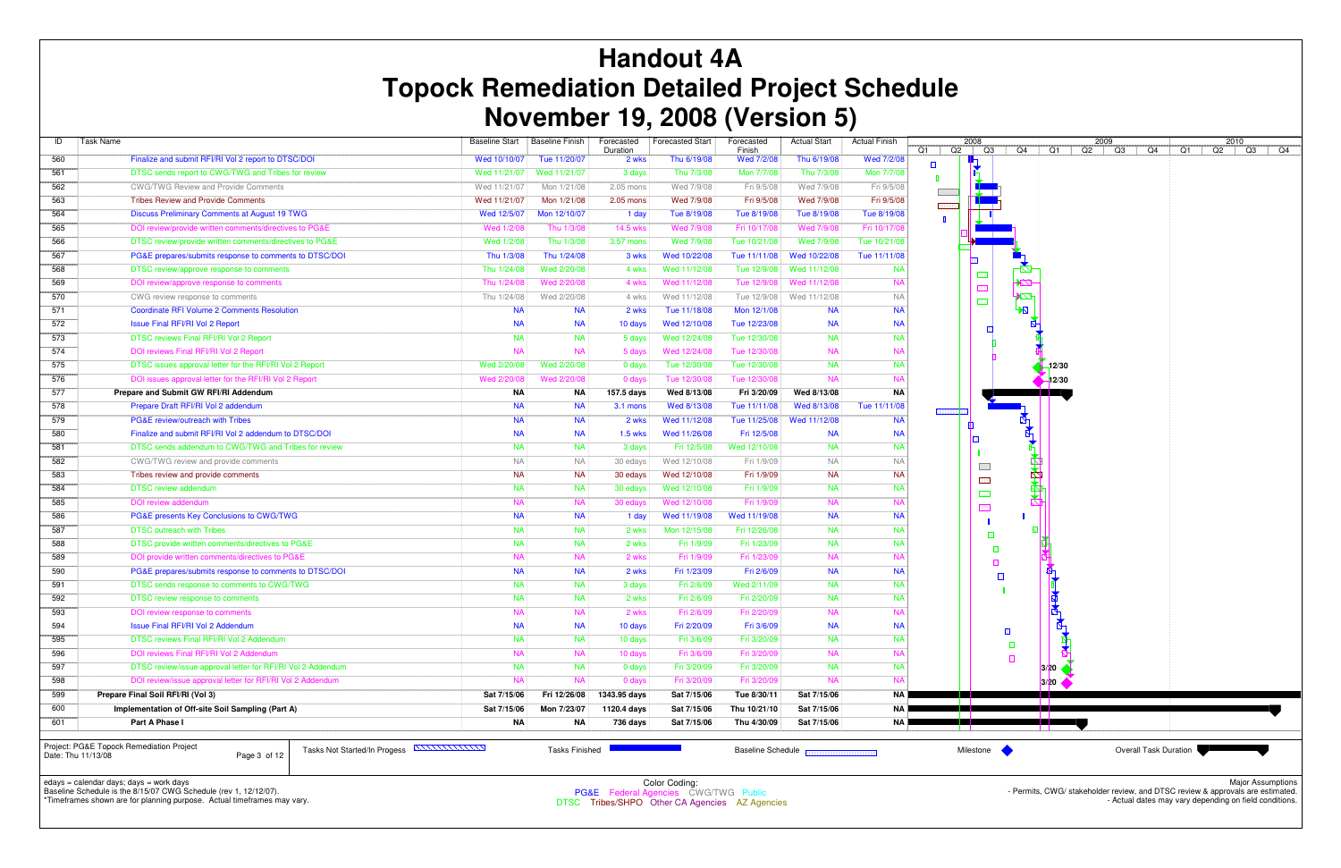# Handout 4A
# Topock Remediation Detailed Project Schedule
# November 19, 2008 (Version 5)

| ID | Task Name | Baseline Start | Baseline Finish | Forecasted Duration | Forecasted Start | Forecasted Finish | Actual Start | Actual Finish |
|---|---|---|---|---|---|---|---|---|
| 560 | Finalize and submit RFI/RI Vol 2 report to DTSC/DOI | Wed 10/10/07 | Tue 11/20/07 | 2 wks | Thu 6/19/08 | Wed 7/2/08 | Thu 6/19/08 | Wed 7/2/08 |
| 561 | DTSC sends report to CWG/TWG and Tribes for review | Wed 11/21/07 | Wed 11/21/07 | 3 days | Thu 7/3/08 | Mon 7/7/08 | Thu 7/3/08 | Mon 7/7/08 |
| 562 | CWG/TWG Review and Provide Comments | Wed 11/21/07 | Mon 1/21/08 | 2.05 mons | Wed 7/9/08 | Fri 9/5/08 | Wed 7/9/08 | Fri 9/5/08 |
| 563 | Tribes Review and Provide Comments | Wed 11/21/07 | Mon 1/21/08 | 2.05 mons | Wed 7/9/08 | Fri 9/5/08 | Wed 7/9/08 | Fri 9/5/08 |
| 564 | Discuss Preliminary Comments at August 19 TWG | Wed 12/5/07 | Mon 12/10/07 | 1 day | Tue 8/19/08 | Tue 8/19/08 | Tue 8/19/08 | Tue 8/19/08 |
| 565 | DOI review/provide written comments/directives to PG&E | Wed 1/2/08 | Thu 1/3/08 | 14.5 wks | Wed 7/9/08 | Fri 10/17/08 | Wed 7/9/08 | Fri 10/17/08 |
| 566 | DTSC review/provide written comments/directives to PG&E | Wed 1/2/08 | Thu 1/3/08 | 3.57 mons | Wed 7/9/08 | Tue 10/21/08 | Wed 7/9/08 | Tue 10/21/08 |
| 567 | PG&E prepares/submits response to comments to DTSC/DOI | Thu 1/3/08 | Thu 1/24/08 | 3 wks | Wed 10/22/08 | Tue 11/11/08 | Wed 10/22/08 | Tue 11/11/08 |
| 568 | DTSC review/approve response to comments | Thu 1/24/08 | Wed 2/20/08 | 4 wks | Wed 11/12/08 | Tue 12/9/08 | Wed 11/12/08 | NA |
| 569 | DOI review/approve response to comments | Thu 1/24/08 | Wed 2/20/08 | 4 wks | Wed 11/12/08 | Tue 12/9/08 | Wed 11/12/08 | NA |
| 570 | CWG review response to comments | Thu 1/24/08 | Wed 2/20/08 | 4 wks | Wed 11/12/08 | Tue 12/9/08 | Wed 11/12/08 | NA |
| 571 | Coordinate RFI Volume 2 Comments Resolution | NA | NA | 2 wks | Tue 11/18/08 | Mon 12/1/08 | NA | NA |
| 572 | Issue Final RFI/RI Vol 2 Report | NA | NA | 10 days | Wed 12/10/08 | Tue 12/23/08 | NA | NA |
| 573 | DTSC reviews Final RFI/RI Vol 2 Report | NA | NA | 5 days | Wed 12/24/08 | Tue 12/30/08 | NA | NA |
| 574 | DOI reviews Final RFI/RI Vol 2 Report | NA | NA | 5 days | Wed 12/24/08 | Tue 12/30/08 | NA | NA |
| 575 | DTSC issues approval letter for the RFI/RI Vol 2 Report | Wed 2/20/08 | Wed 2/20/08 | 0 days | Tue 12/30/08 | Tue 12/30/08 | NA | NA |
| 576 | DOI issues approval letter for the RFI/RI Vol 2 Report | Wed 2/20/08 | Wed 2/20/08 | 0 days | Tue 12/30/08 | Tue 12/30/08 | NA | NA |
| 577 | **Prepare and Submit GW RFI/RI Addendum** | **NA** | **NA** | **157.5 days** | **Wed 8/13/08** | **Fri 3/20/09** | **Wed 8/13/08** | **NA** |
| 578 | Prepare Draft RFI/RI Vol 2 addendum | NA | NA | 3.1 mons | Wed 8/13/08 | Tue 11/11/08 | Wed 8/13/08 | Tue 11/11/08 |
| 579 | PG&E review/outreach with Tribes | NA | NA | 2 wks | Wed 11/12/08 | Tue 11/25/08 | Wed 11/12/08 | NA |
| 580 | Finalize and submit RFI/RI Vol 2 addendum to DTSC/DOI | NA | NA | 1.5 wks | Wed 11/26/08 | Fri 12/5/08 | NA | NA |
| 581 | DTSC sends addendum to CWG/TWG and Tribes for review | NA | NA | 3 days | Fri 12/5/08 | Wed 12/10/08 | NA | NA |
| 582 | CWG/TWG review and provide comments | NA | NA | 30 edays | Wed 12/10/08 | Fri 1/9/09 | NA | NA |
| 583 | Tribes review and provide comments | NA | NA | 30 edays | Wed 12/10/08 | Fri 1/9/09 | NA | NA |
| 584 | DTSC review addendum | NA | NA | 30 edays | Wed 12/10/08 | Fri 1/9/09 | NA | NA |
| 585 | DOI review addendum | NA | NA | 30 edays | Wed 12/10/08 | Fri 1/9/09 | NA | NA |
| 586 | PG&E presents Key Conclusions to CWG/TWG | NA | NA | 1 day | Wed 11/19/08 | Wed 11/19/08 | NA | NA |
| 587 | DTSC outreach with Tribes | NA | NA | 2 wks | Mon 12/15/08 | Fri 12/26/08 | NA | NA |
| 588 | DTSC provide written comments/directives to PG&E | NA | NA | 2 wks | Fri 1/9/09 | Fri 1/23/09 | NA | NA |
| 589 | DOI provide written comments/directives to PG&E | NA | NA | 2 wks | Fri 1/9/09 | Fri 1/23/09 | NA | NA |
| 590 | PG&E prepares/submits response to comments to DTSC/DOI | NA | NA | 2 wks | Fri 1/23/09 | Fri 2/6/09 | NA | NA |
| 591 | DTSC sends response to comments to CWG/TWG | NA | NA | 3 days | Fri 2/6/09 | Wed 2/11/09 | NA | NA |
| 592 | DTSC review response to comments | NA | NA | 2 wks | Fri 2/6/09 | Fri 2/20/09 | NA | NA |
| 593 | DOI review response to comments | NA | NA | 2 wks | Fri 2/6/09 | Fri 2/20/09 | NA | NA |
| 594 | Issue Final RFI/RI Vol 2 Addendum | NA | NA | 10 days | Fri 2/20/09 | Fri 3/6/09 | NA | NA |
| 595 | DTSC reviews Final RFI/RI Vol 2 Addendum | NA | NA | 10 days | Fri 3/6/09 | Fri 3/20/09 | NA | NA |
| 596 | DOI reviews Final RFI/RI Vol 2 Addendum | NA | NA | 10 days | Fri 3/6/09 | Fri 3/20/09 | NA | NA |
| 597 | DTSC review/issue approval letter for RFI/RI Vol 2 Addendum | NA | NA | 0 days | Fri 3/20/09 | Fri 3/20/09 | NA | NA |
| 598 | DOI review/issue approval letter for RFI/RI Vol 2 Addendum | NA | NA | 0 days | Fri 3/20/09 | Fri 3/20/09 | NA | NA |
| 599 | **Prepare Final Soil RFI/RI (Vol 3)** | **Sat 7/15/06** | **Fri 12/26/08** | **1343.95 days** | **Sat 7/15/06** | **Tue 8/30/11** | **Sat 7/15/06** | **NA** |
| 600 | **Implementation of Off-site Soil Sampling (Part A)** | **Sat 7/15/06** | **Mon 7/23/07** | **1120.4 days** | **Sat 7/15/06** | **Thu 10/21/10** | **Sat 7/15/06** | **NA** |
| 601 | **Part A Phase I** | **Sat 7/15/06** | **NA** | **736 days** | **Sat 7/15/06** | **Thu 4/30/09** | **Sat 7/15/06** | **NA** |

Project: PG&E Topock Remediation Project
Date: Thu 11/13/08

Legend: Tasks Not Started/In Progess; Tasks Finished; Baseline Schedule; Milestone; Overall Task Duration

edays = calendar days; days = work days
Baseline Schedule is the 8/15/07 CWG Schedule (rev 1, 12/12/07).
*Timeframes shown are for planning purpose. Actual timeframes may vary.

Color Coding:
PG&E Federal Agencies CWG/TWG Public
DTSC Tribes/SHPO Other CA Agencies AZ Agencies

Major Assumptions
- Permits, CWG/ stakeholder review, and DTSC review & approvals are estimated.
- Actual dates may vary depending on field conditions.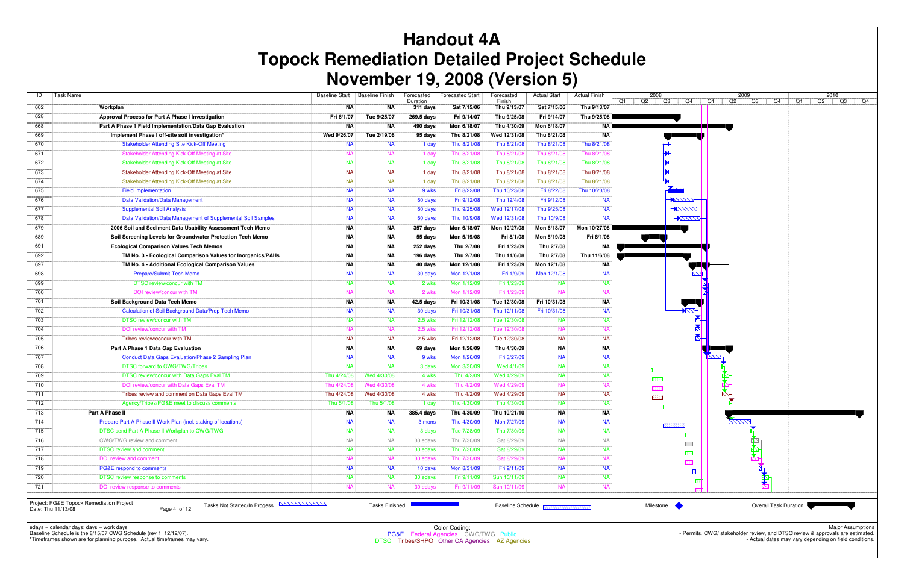# Handout 4A
# Topock Remediation Detailed Project Schedule
# November 19, 2008 (Version 5)

| ID | Task Name | Baseline Start | Baseline Finish | Forecasted Duration | Forecasted Start | Forecasted Finish | Actual Start | Actual Finish |
|---|---|---|---|---|---|---|---|---|
| 602 | **Workplan** | **NA** | **NA** | **311 days** | **Sat 7/15/06** | **Thu 9/13/07** | **Sat 7/15/06** | **Thu 9/13/07** |
| 628 | **Approval Process for Part A Phase I Investigation** | **Fri 6/1/07** | **Tue 9/25/07** | **269.5 days** | **Fri 9/14/07** | **Thu 9/25/08** | **Fri 9/14/07** | **Thu 9/25/08** |
| 668 | **Part A Phase 1 Field Implementation/Data Gap Evaluation** | **NA** | **NA** | **490 days** | **Mon 6/18/07** | **Thu 4/30/09** | **Mon 6/18/07** | **NA** |
| 669 | **Implement Phase I off-site soil investigation*** | **Wed 9/26/07** | **Tue 2/19/08** | **95 days** | **Thu 8/21/08** | **Wed 12/31/08** | **Thu 8/21/08** | **NA** |
| 670 | Stakeholder Attending Site Kick-Off Meeting | NA | NA | 1 day | Thu 8/21/08 | Thu 8/21/08 | Thu 8/21/08 | Thu 8/21/08 |
| 671 | Stakeholder Attending Kick-Off Meeting at Site | NA | NA | 1 day | Thu 8/21/08 | Thu 8/21/08 | Thu 8/21/08 | Thu 8/21/08 |
| 672 | Stakeholder Attending Kick-Off Meeting at Site | NA | NA | 1 day | Thu 8/21/08 | Thu 8/21/08 | Thu 8/21/08 | Thu 8/21/08 |
| 673 | Stakeholder Attending Kick-Off Meeting at Site | NA | NA | 1 day | Thu 8/21/08 | Thu 8/21/08 | Thu 8/21/08 | Thu 8/21/08 |
| 674 | Stakeholder Attending Kick-Off Meeting at Site | NA | NA | 1 day | Thu 8/21/08 | Thu 8/21/08 | Thu 8/21/08 | Thu 8/21/08 |
| 675 | Field Implementation | NA | NA | 9 wks | Fri 8/22/08 | Thu 10/23/08 | Fri 8/22/08 | Thu 10/23/08 |
| 676 | Data Validation/Data Management | NA | NA | 60 days | Fri 9/12/08 | Thu 12/4/08 | Fri 9/12/08 | NA |
| 677 | Supplemental Soil Analysis | NA | NA | 60 days | Thu 9/25/08 | Wed 12/17/08 | Thu 9/25/08 | NA |
| 678 | Data Validation/Data Management of Supplemental Soil Samples | NA | NA | 60 days | Thu 10/9/08 | Wed 12/31/08 | Thu 10/9/08 | NA |
| 679 | **2006 Soil and Sediment Data Usability Assessment Tech Memo** | **NA** | **NA** | **357 days** | **Mon 6/18/07** | **Mon 10/27/08** | **Mon 6/18/07** | **Mon 10/27/08** |
| 689 | **Soil Screening Levels for Groundwater Protection Tech Memo** | **NA** | **NA** | **55 days** | **Mon 5/19/08** | **Fri 8/1/08** | **Mon 5/19/08** | **Fri 8/1/08** |
| 691 | **Ecological Comparison Values Tech Memos** | **NA** | **NA** | **252 days** | **Thu 2/7/08** | **Fri 1/23/09** | **Thu 2/7/08** | **NA** |
| 692 | **TM No. 3 - Ecological Comparison Values for Inorganics/PAHs** | **NA** | **NA** | **196 days** | **Thu 2/7/08** | **Thu 11/6/08** | **Thu 2/7/08** | **Thu 11/6/08** |
| 697 | **TM No. 4 - Additional Ecological Comparison Values** | **NA** | **NA** | **40 days** | **Mon 12/1/08** | **Fri 1/23/09** | **Mon 12/1/08** | **NA** |
| 698 | Prepare/Submit Tech Memo | NA | NA | 30 days | Mon 12/1/08 | Fri 1/9/09 | Mon 12/1/08 | NA |
| 699 | DTSC review/concur with TM | NA | NA | 2 wks | Mon 1/12/09 | Fri 1/23/09 | NA | NA |
| 700 | DOI review/concur with TM | NA | NA | 2 wks | Mon 1/12/09 | Fri 1/23/09 | NA | NA |
| 701 | **Soil Background Data Tech Memo** | **NA** | **NA** | **42.5 days** | **Fri 10/31/08** | **Tue 12/30/08** | **Fri 10/31/08** | **NA** |
| 702 | Calculation of Soil Background Data/Prep Tech Memo | NA | NA | 30 days | Fri 10/31/08 | Thu 12/11/08 | Fri 10/31/08 | NA |
| 703 | DTSC review/concur with TM | NA | NA | 2.5 wks | Fri 12/12/08 | Tue 12/30/08 | NA | NA |
| 704 | DOI review/concur with TM | NA | NA | 2.5 wks | Fri 12/12/08 | Tue 12/30/08 | NA | NA |
| 705 | Tribes review/concur with TM | NA | NA | 2.5 wks | Fri 12/12/08 | Tue 12/30/08 | NA | NA |
| 706 | **Part A Phase 1 Data Gap Evaluation** | **NA** | **NA** | **69 days** | **Mon 1/26/09** | **Thu 4/30/09** | **NA** | **NA** |
| 707 | Conduct Data Gaps Evaluation/Phase 2 Sampling Plan | NA | NA | 9 wks | Mon 1/26/09 | Fri 3/27/09 | NA | NA |
| 708 | DTSC forward to CWG/TWG/Tribes | NA | NA | 3 days | Mon 3/30/09 | Wed 4/1/09 | NA | NA |
| 709 | DTSC review/concur with Data Gaps Eval TM | Thu 4/24/08 | Wed 4/30/08 | 4 wks | Thu 4/2/09 | Wed 4/29/09 | NA | NA |
| 710 | DOI review/concur with Data Gaps Eval TM | Thu 4/24/08 | Wed 4/30/08 | 4 wks | Thu 4/2/09 | Wed 4/29/09 | NA | NA |
| 711 | Tribes review and comment on Data Gaps Eval TM | Thu 4/24/08 | Wed 4/30/08 | 4 wks | Thu 4/2/09 | Wed 4/29/09 | NA | NA |
| 712 | Agency/Tribes/PG&E meet to discuss comments | Thu 5/1/08 | Thu 5/1/08 | 1 day | Thu 4/30/09 | Thu 4/30/09 | NA | NA |
| 713 | **Part A Phase II** | **NA** | **NA** | **385.4 days** | **Thu 4/30/09** | **Thu 10/21/10** | **NA** | **NA** |
| 714 | Prepare Part A Phase II Work Plan (incl. staking of locations) | NA | NA | 3 mons | Thu 4/30/09 | Mon 7/27/09 | NA | NA |
| 715 | DTSC send Part A Phase II Workplan to CWG/TWG | NA | NA | 3 days | Tue 7/28/09 | Thu 7/30/09 | NA | NA |
| 716 | CWG/TWG review and comment | NA | NA | 30 edays | Thu 7/30/09 | Sat 8/29/09 | NA | NA |
| 717 | DTSC review and comment | NA | NA | 30 edays | Thu 7/30/09 | Sat 8/29/09 | NA | NA |
| 718 | DOI review and comment | NA | NA | 30 edays | Thu 7/30/09 | Sat 8/29/09 | NA | NA |
| 719 | PG&E respond to comments | NA | NA | 10 days | Mon 8/31/09 | Fri 9/11/09 | NA | NA |
| 720 | DTSC review response to comments | NA | NA | 30 edays | Fri 9/11/09 | Sun 10/11/09 | NA | NA |
| 721 | DOI review response to comments | NA | NA | 30 edays | Fri 9/11/09 | Sun 10/11/09 | NA | NA |

Project: PG&E Topock Remediation Project
Date: Thu 11/13/08

Legend: Tasks Not Started/In Progess; Tasks Finished; Baseline Schedule; Milestone; Overall Task Duration

edays = calendar days; days = work days
Baseline Schedule is the 8/15/07 CWG Schedule (rev 1, 12/12/07).
*Timeframes shown are for planning purpose. Actual timeframes may vary.

Color Coding:
PG&E Federal Agencies CWG/TWG Public
DTSC Tribes/SHPO Other CA Agencies AZ Agencies

Major Assumptions
- Permits, CWG/ stakeholder review, and DTSC review & approvals are estimated.
- Actual dates may vary depending on field conditions.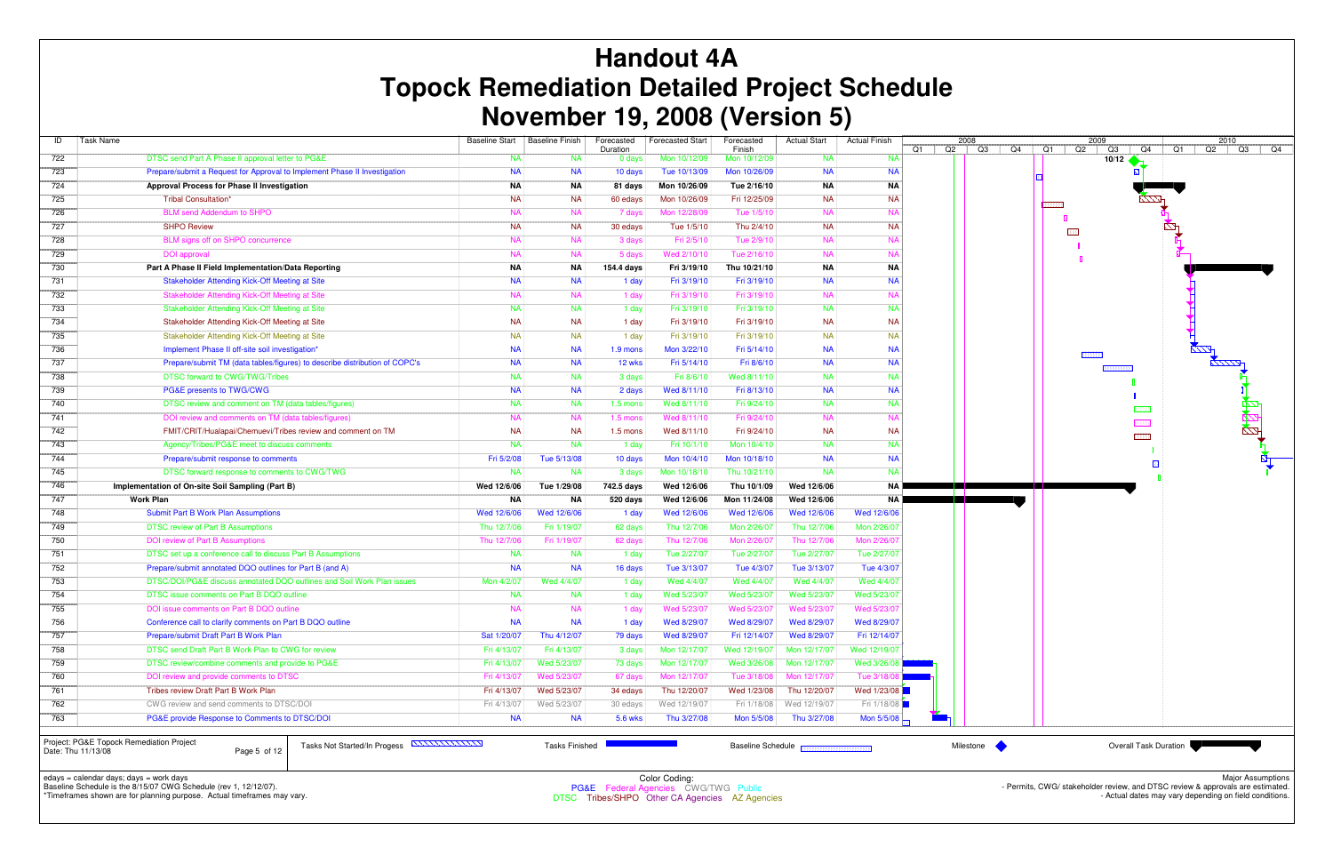# Handout 4A
# Topock Remediation Detailed Project Schedule
# November 19, 2008 (Version 5)

| ID | Task Name | Baseline Start | Baseline Finish | Forecasted Duration | Forecasted Start | Forecasted Finish | Actual Start | Actual Finish |
|---|---|---|---|---|---|---|---|---|
| 722 | DTSC send Part A Phase II approval letter to PG&E | NA | NA | 0 days | Mon 10/12/09 | Mon 10/12/09 | NA | NA |
| 723 | Prepare/submit a Request for Approval to Implement Phase II Investigation | NA | NA | 10 days | Tue 10/13/09 | Mon 10/26/09 | NA | NA |
| 724 | **Approval Process for Phase II Investigation** | **NA** | **NA** | **81 days** | **Mon 10/26/09** | **Tue 2/16/10** | **NA** | **NA** |
| 725 | Tribal Consultation* | NA | NA | 60 edays | Mon 10/26/09 | Fri 12/25/09 | NA | NA |
| 726 | BLM send Addendum to SHPO | NA | NA | 7 days | Mon 12/28/09 | Tue 1/5/10 | NA | NA |
| 727 | SHPO Review | NA | NA | 30 edays | Tue 1/5/10 | Thu 2/4/10 | NA | NA |
| 728 | BLM signs off on SHPO concurrence | NA | NA | 3 days | Fri 2/5/10 | Tue 2/9/10 | NA | NA |
| 729 | DOI approval | NA | NA | 5 days | Wed 2/10/10 | Tue 2/16/10 | NA | NA |
| 730 | **Part A Phase II Field Implementation/Data Reporting** | **NA** | **NA** | **154.4 days** | **Fri 3/19/10** | **Thu 10/21/10** | **NA** | **NA** |
| 731 | Stakeholder Attending Kick-Off Meeting at Site | NA | NA | 1 day | Fri 3/19/10 | Fri 3/19/10 | NA | NA |
| 732 | Stakeholder Attending Kick-Off Meeting at Site | NA | NA | 1 day | Fri 3/19/10 | Fri 3/19/10 | NA | NA |
| 733 | Stakeholder Attending Kick-Off Meeting at Site | NA | NA | 1 day | Fri 3/19/10 | Fri 3/19/10 | NA | NA |
| 734 | Stakeholder Attending Kick-Off Meeting at Site | NA | NA | 1 day | Fri 3/19/10 | Fri 3/19/10 | NA | NA |
| 735 | Stakeholder Attending Kick-Off Meeting at Site | NA | NA | 1 day | Fri 3/19/10 | Fri 3/19/10 | NA | NA |
| 736 | Implement Phase II off-site soil investigation* | NA | NA | 1.9 mons | Mon 3/22/10 | Fri 5/14/10 | NA | NA |
| 737 | Prepare/submit TM (data tables/figures) to describe distribution of COPC's | NA | NA | 12 wks | Fri 5/14/10 | Fri 8/6/10 | NA | NA |
| 738 | DTSC forward to CWG/TWG/Tribes | NA | NA | 3 days | Fri 8/6/10 | Wed 8/11/10 | NA | NA |
| 739 | PG&E presents to TWG/CWG | NA | NA | 2 days | Wed 8/11/10 | Fri 8/13/10 | NA | NA |
| 740 | DTSC review and comment on TM (data tables/figures) | NA | NA | 1.5 mons | Wed 8/11/10 | Fri 9/24/10 | NA | NA |
| 741 | DOI review and comments on TM (data tables/figures) | NA | NA | 1.5 mons | Wed 8/11/10 | Fri 9/24/10 | NA | NA |
| 742 | FMIT/CRIT/Hualapai/Chemuevi/Tribes review and comment on TM | NA | NA | 1.5 mons | Wed 8/11/10 | Fri 9/24/10 | NA | NA |
| 743 | Agency/Tribes/PG&E meet to discuss comments | NA | NA | 1 day | Fri 10/1/10 | Mon 10/4/10 | NA | NA |
| 744 | Prepare/submit response to comments | Fri 5/2/08 | Tue 5/13/08 | 10 days | Mon 10/4/10 | Mon 10/18/10 | NA | NA |
| 745 | DTSC forward response to comments to CWG/TWG | NA | NA | 3 days | Mon 10/18/10 | Thu 10/21/10 | NA | NA |
| 746 | **Implementation of On-site Soil Sampling (Part B)** | **Wed 12/6/06** | **Tue 1/29/08** | **742.5 days** | **Wed 12/6/06** | **Thu 10/1/09** | **Wed 12/6/06** | **NA** |
| 747 | **Work Plan** | **NA** | **NA** | **520 days** | **Wed 12/6/06** | **Mon 11/24/08** | **Wed 12/6/06** | **NA** |
| 748 | Submit Part B Work Plan Assumptions | Wed 12/6/06 | Wed 12/6/06 | 1 day | Wed 12/6/06 | Wed 12/6/06 | Wed 12/6/06 | Wed 12/6/06 |
| 749 | DTSC review of Part B Assumptions | Thu 12/7/06 | Fri 1/19/07 | 62 days | Thu 12/7/06 | Mon 2/26/07 | Thu 12/7/06 | Mon 2/26/07 |
| 750 | DOI review of Part B Assumptions | Thu 12/7/06 | Fri 1/19/07 | 62 days | Thu 12/7/06 | Mon 2/26/07 | Thu 12/7/06 | Mon 2/26/07 |
| 751 | DTSC set up a conference call to discuss Part B Assumptions | NA | NA | 1 day | Tue 2/27/07 | Tue 2/27/07 | Tue 2/27/07 | Tue 2/27/07 |
| 752 | Prepare/submit annotated DQO outlines for Part B (and A) | NA | NA | 16 days | Tue 3/13/07 | Tue 4/3/07 | Tue 3/13/07 | Tue 4/3/07 |
| 753 | DTSC/DOI/PG&E discuss annotated DQO outlines and Soil Work Plan issues | Mon 4/2/07 | Wed 4/4/07 | 1 day | Wed 4/4/07 | Wed 4/4/07 | Wed 4/4/07 | Wed 4/4/07 |
| 754 | DTSC issue comments on Part B DQO outline | NA | NA | 1 day | Wed 5/23/07 | Wed 5/23/07 | Wed 5/23/07 | Wed 5/23/07 |
| 755 | DOI issue comments on Part B DQO outline | NA | NA | 1 day | Wed 5/23/07 | Wed 5/23/07 | Wed 5/23/07 | Wed 5/23/07 |
| 756 | Conference call to clarify comments on Part B DQO outline | NA | NA | 1 day | Wed 8/29/07 | Wed 8/29/07 | Wed 8/29/07 | Wed 8/29/07 |
| 757 | Prepare/submit Draft Part B Work Plan | Sat 1/20/07 | Thu 4/12/07 | 79 days | Wed 8/29/07 | Fri 12/14/07 | Wed 8/29/07 | Fri 12/14/07 |
| 758 | DTSC send Draft Part B Work Plan to CWG for review | Fri 4/13/07 | Fri 4/13/07 | 3 days | Mon 12/17/07 | Wed 12/19/07 | Mon 12/17/07 | Wed 12/19/07 |
| 759 | DTSC review/combine comments and provide to PG&E | Fri 4/13/07 | Wed 5/23/07 | 73 days | Mon 12/17/07 | Wed 3/26/08 | Mon 12/17/07 | Wed 3/26/08 |
| 760 | DOI review and provide comments to DTSC | Fri 4/13/07 | Wed 5/23/07 | 67 days | Mon 12/17/07 | Tue 3/18/08 | Mon 12/17/07 | Tue 3/18/08 |
| 761 | Tribes review Draft Part B Work Plan | Fri 4/13/07 | Wed 5/23/07 | 34 edays | Thu 12/20/07 | Wed 1/23/08 | Thu 12/20/07 | Wed 1/23/08 |
| 762 | CWG review and send comments to DTSC/DOI | Fri 4/13/07 | Wed 5/23/07 | 30 edays | Wed 12/19/07 | Fri 1/18/08 | Wed 12/19/07 | Fri 1/18/08 |
| 763 | PG&E provide Response to Comments to DTSC/DOI | NA | NA | 5.6 wks | Thu 3/27/08 | Mon 5/5/08 | Thu 3/27/08 | Mon 5/5/08 |

Project: PG&E Topock Remediation Project
Date: Thu 11/13/08

Legend: Tasks Not Started/In Progess | Tasks Finished | Baseline Schedule | Milestone | Overall Task Duration

edays = calendar days; days = work days
Baseline Schedule is the 8/15/07 CWG Schedule (rev 1, 12/12/07).
*Timeframes shown are for planning purpose. Actual timeframes may vary.

Color Coding:
PG&E Federal Agencies CWG/TWG Public
DTSC Tribes/SHPO Other CA Agencies AZ Agencies

Major Assumptions
- Permits, CWG/ stakeholder review, and DTSC review & approvals are estimated.
- Actual dates may vary depending on field conditions.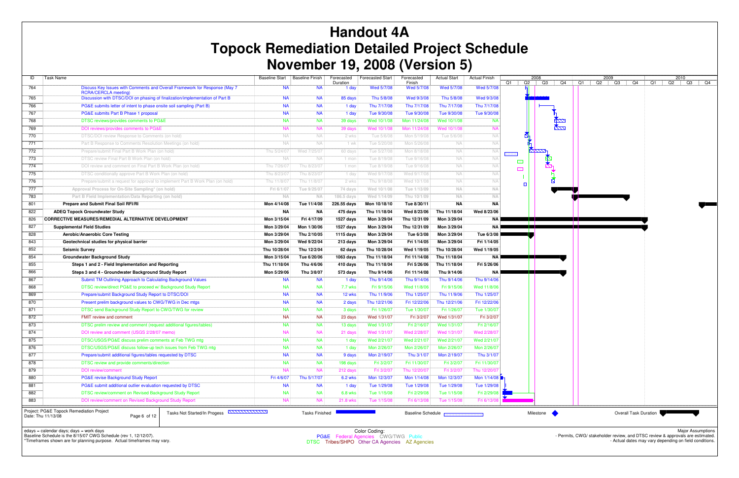# Handout 4A
# Topock Remediation Detailed Project Schedule
# November 19, 2008 (Version 5)

| ID | Task Name | Baseline Start | Baseline Finish | Forecasted Duration | Forecasted Start | Forecasted Finish | Actual Start | Actual Finish |
|---|---|---|---|---|---|---|---|---|
| 764 | Discuss Key Issues with Comments and Overall Framework for Response (May 7 RCRA/CERCLA meeting) | NA | NA | 1 day | Wed 5/7/08 | Wed 5/7/08 | Wed 5/7/08 | Wed 5/7/08 |
| 765 | Discussion with DTSC/DOI on phasing of finalization/implementation of Part B | NA | NA | 85 days | Thu 5/8/08 | Wed 9/3/08 | Thu 5/8/08 | Wed 9/3/08 |
| 766 | PG&E submits letter of intent to phase onsite soil sampling (Part B) | NA | NA | 1 day | Thu 7/17/08 | Thu 7/17/08 | Thu 7/17/08 | Thu 7/17/08 |
| 767 | PG&E submits Part B Phase 1 proposal | NA | NA | 1 day | Tue 9/30/08 | Tue 9/30/08 | Tue 9/30/08 | Tue 9/30/08 |
| 768 | DTSC reviews/provides comments to PG&E | NA | NA | 39 days | Wed 10/1/08 | Mon 11/24/08 | Wed 10/1/08 | NA |
| 769 | DOI reviews/provides comments to PG&E | NA | NA | 39 days | Wed 10/1/08 | Mon 11/24/08 | Wed 10/1/08 | NA |
| 770 | DTSC/DOI review Response to Comments (on hold) | NA | NA | 2 wks | Tue 5/6/08 | Mon 5/19/08 | Tue 5/6/08 | NA |
| 771 | Part B Response to Comments Resolution Meetings (on hold) | NA | NA | 1 wk | Tue 5/20/08 | Mon 5/26/08 | NA | NA |
| 772 | Prepare/submit Final Part B Work Plan (on hold) | Thu 5/24/07 | Wed 7/25/07 | 60 days | Tue 5/27/08 | Mon 8/18/08 | NA | NA |
| 773 | DTSC review Final Part B Work Plan (on hold) | NA | NA | 1 mon | Tue 8/19/08 | Tue 9/16/08 | NA | NA |
| 774 | DOI review and comment on Final Part B Work Plan (on hold) | Thu 7/26/07 | Thu 8/23/07 | 1 mon | Tue 8/19/08 | Tue 9/16/08 | NA | NA |
| 775 | DTSC conditionally approve Part B Work Plan (on hold) | Thu 8/23/07 | Thu 8/23/07 | 1 day | Wed 9/17/08 | Wed 9/17/08 | NA | NA |
| 776 | Prepare/submit a request for approval to implement Part B Work Plan (on hold) | Thu 11/8/07 | Thu 11/8/07 | 2 wks | Thu 9/18/08 | Wed 10/1/08 | NA | NA |
| 777 | **Approval Process for On-Site Sampling* (on hold)** | **Fri 6/1/07** | **Tue 9/25/07** | **74 days** | **Wed 10/1/08** | **Tue 1/13/09** | **NA** | **NA** |
| 783 | **Part B Field Implementation/Data Reporting (on hold)** | **NA** | **NA** | **186.5 days** | **Wed 1/14/09** | **Thu 10/1/09** | **NA** | **NA** |
| 801 | **Prepare and Submit Final Soil RFI/RI** | **Mon 4/14/08** | **Tue 11/4/08** | **226.55 days** | **Mon 10/18/10** | **Tue 8/30/11** | **NA** | **NA** |
| 822 | **ADEQ Topock Groundwater Study** | **NA** | **NA** | **475 days** | **Thu 11/18/04** | **Wed 8/23/06** | **Thu 11/18/04** | **Wed 8/23/06** |
| 826 | **CORRECTIVE MEASURES/REMEDIAL ALTERNATIVE DEVELOPMENT** | **Mon 3/15/04** | **Fri 4/17/09** | **1527 days** | **Mon 3/29/04** | **Thu 12/31/09** | **Mon 3/29/04** | **NA** |
| 827 | **Supplemental Field Studies** | **Mon 3/29/04** | **Mon 1/30/06** | **1527 days** | **Mon 3/29/04** | **Thu 12/31/09** | **Mon 3/29/04** | **NA** |
| 828 | **Aerobic/Anaerobic Core Testing** | **Mon 3/29/04** | **Thu 2/10/05** | **1115 days** | **Mon 3/29/04** | **Tue 6/3/08** | **Mon 3/29/04** | **Tue 6/3/08** |
| 843 | **Geotechnical studies for physical barrier** | **Mon 3/29/04** | **Wed 9/22/04** | **213 days** | **Mon 3/29/04** | **Fri 1/14/05** | **Mon 3/29/04** | **Fri 1/14/05** |
| 852 | **Seismic Survey** | **Thu 10/28/04** | **Thu 12/2/04** | **62 days** | **Thu 10/28/04** | **Wed 1/19/05** | **Thu 10/28/04** | **Wed 1/19/05** |
| 854 | **Groundwater Background Study** | **Mon 3/15/04** | **Tue 6/20/06** | **1063 days** | **Thu 11/18/04** | **Fri 11/14/08** | **Thu 11/18/04** | **NA** |
| 855 | **Steps 1 and 2 - Field Implementation and Reporting** | **Thu 11/18/04** | **Thu 4/6/06** | **410 days** | **Thu 11/18/04** | **Fri 5/26/06** | **Thu 11/18/04** | **Fri 5/26/06** |
| 866 | **Steps 3 and 4 - Groundwater Background Study Report** | **Mon 5/29/06** | **Thu 3/8/07** | **573 days** | **Thu 9/14/06** | **Fri 11/14/08** | **Thu 9/14/06** | **NA** |
| 867 | Submit TM Outlining Approach to Calculating Background Values | NA | NA | 1 day | Thu 9/14/06 | Thu 9/14/06 | Thu 9/14/06 | Thu 9/14/06 |
| 868 | DTSC review/direct PG&E to proceed w/ Background Study Report | NA | NA | 7.7 wks | Fri 9/15/06 | Wed 11/8/06 | Fri 9/15/06 | Wed 11/8/06 |
| 869 | Prepare/submit Background Study Report to DTSC/DOI | NA | NA | 12 wks | Thu 11/9/06 | Thu 1/25/07 | Thu 11/9/06 | Thu 1/25/07 |
| 870 | Present prelim background values to CWG/TWG in Dec mtgs | NA | NA | 2 days | Thu 12/21/06 | Fri 12/22/06 | Thu 12/21/06 | Fri 12/22/06 |
| 871 | DTSC send Background Study Report to CWG/TWG for review | NA | NA | 3 days | Fri 1/26/07 | Tue 1/30/07 | Fri 1/26/07 | Tue 1/30/07 |
| 872 | FMIT review and comment | NA | NA | 23 days | Wed 1/31/07 | Fri 3/2/07 | Wed 1/31/07 | Fri 3/2/07 |
| 873 | DTSC prelim review and comment (request additional figures/tables) | NA | NA | 13 days | Wed 1/31/07 | Fri 2/16/07 | Wed 1/31/07 | Fri 2/16/07 |
| 874 | DOI review and comment (USGS 2/28/07 memo) | NA | NA | 21 days | Wed 1/31/07 | Wed 2/28/07 | Wed 1/31/07 | Wed 2/28/07 |
| 875 | DTSC/USGS/PG&E discuss prelim comments at Feb TWG mtg | NA | NA | 1 day | Wed 2/21/07 | Wed 2/21/07 | Wed 2/21/07 | Wed 2/21/07 |
| 876 | DTSC/USGS/PG&E discuss follow-up tech issues from Feb TWG mtg | NA | NA | 1 day | Mon 2/26/07 | Mon 2/26/07 | Mon 2/26/07 | Mon 2/26/07 |
| 877 | Prepare/submit additional figures/tables requested by DTSC | NA | NA | 9 days | Mon 2/19/07 | Thu 3/1/07 | Mon 2/19/07 | Thu 3/1/07 |
| 878 | DTSC review and provide comments/direction | NA | NA | 198 days | Fri 3/2/07 | Fri 11/30/07 | Fri 3/2/07 | Fri 11/30/07 |
| 879 | DOI review/comment | NA | NA | 212 days | Fri 3/2/07 | Thu 12/20/07 | Fri 3/2/07 | Thu 12/20/07 |
| 880 | PG&E revise Background Study Report | Fri 4/6/07 | Thu 5/17/07 | 6.2 wks | Mon 12/3/07 | Mon 1/14/08 | Mon 12/3/07 | Mon 1/14/08 |
| 881 | PG&E submit additional outlier evaluation requested by DTSC | NA | NA | 1 day | Tue 1/29/08 | Tue 1/29/08 | Tue 1/29/08 | Tue 1/29/08 |
| 882 | DTSC review/comment on Revised Background Study Report | NA | NA | 6.8 wks | Tue 1/15/08 | Fri 2/29/08 | Tue 1/15/08 | Fri 2/29/08 |
| 883 | DOI review/comment on Revised Background Study Report | NA | NA | 21.8 wks | Tue 1/15/08 | Fri 6/13/08 | Tue 1/15/08 | Fri 6/13/08 |

Project: PG&E Topock Remediation Project
Date: Thu 11/13/08

Legend: Tasks Not Started/In Progess | Tasks Finished | Baseline Schedule | Milestone | Overall Task Duration

edays = calendar days; days = work days
Baseline Schedule is the 8/15/07 CWG Schedule (rev 1, 12/12/07).
*Timeframes shown are for planning purpose. Actual timeframes may vary.

Color Coding:
PG&E Federal Agencies CWG/TWG Public
DTSC Tribes/SHPO Other CA Agencies AZ Agencies

Major Assumptions
- Permits, CWG/ stakeholder review, and DTSC review & approvals are estimated.
- Actual dates may vary depending on field conditions.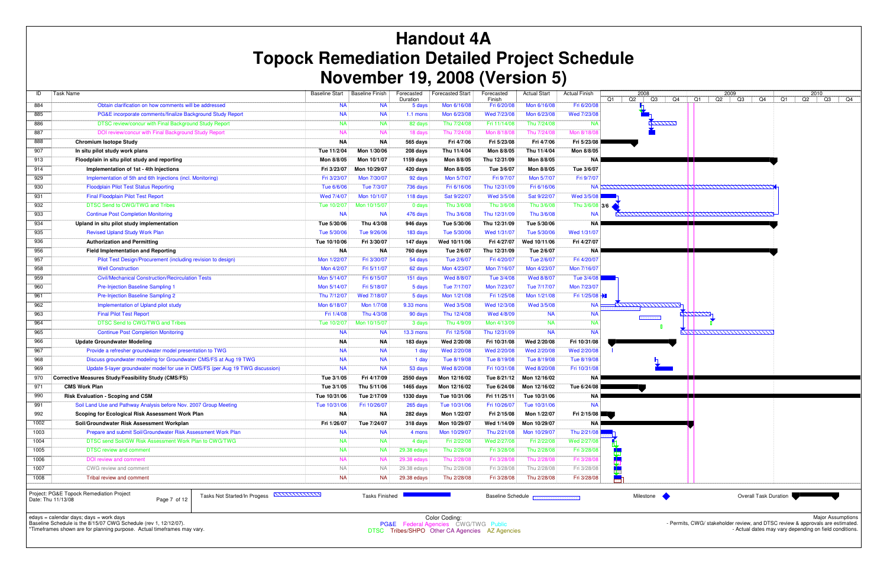# Handout 4A
# Topock Remediation Detailed Project Schedule
# November 19, 2008 (Version 5)

| ID | Task Name | Baseline Start | Baseline Finish | Forecasted Duration | Forecasted Start | Forecasted Finish | Actual Start | Actual Finish |
|---|---|---|---|---|---|---|---|---|
| 884 | Obtain clarification on how comments will be addressed | NA | NA | 5 days | Mon 6/16/08 | Fri 6/20/08 | Mon 6/16/08 | Fri 6/20/08 |
| 885 | PG&E incorporate comments/finalize Background Study Report | NA | NA | 1.1 mons | Mon 6/23/08 | Wed 7/23/08 | Mon 6/23/08 | Wed 7/23/08 |
| 886 | DTSC review/concur with Final Background Study Report | NA | NA | 82 days | Thu 7/24/08 | Fri 11/14/08 | Thu 7/24/08 | NA |
| 887 | DOI review/concur with Final Background Study Report | NA | NA | 18 days | Thu 7/24/08 | Mon 8/18/08 | Thu 7/24/08 | Mon 8/18/08 |
| 888 | **Chromium Isotope Study** | **NA** | **NA** | **565 days** | **Fri 4/7/06** | **Fri 5/23/08** | **Fri 4/7/06** | **Fri 5/23/08** |
| 907 | **In situ pilot study work plans** | **Tue 11/2/04** | **Mon 1/30/06** | **208 days** | **Thu 11/4/04** | **Mon 8/8/05** | **Thu 11/4/04** | **Mon 8/8/05** |
| 913 | **Floodplain in situ pilot study and reporting** | **Mon 8/8/05** | **Mon 10/1/07** | **1159 days** | **Mon 8/8/05** | **Thu 12/31/09** | **Mon 8/8/05** | **NA** |
| 914 | **Implementation of 1st - 4th Injections** | **Fri 3/23/07** | **Mon 10/29/07** | **420 days** | **Mon 8/8/05** | **Tue 3/6/07** | **Mon 8/8/05** | **Tue 3/6/07** |
| 929 | Implementation of 5th and 6th Injections (incl. Monitoring) | Fri 3/23/07 | Mon 7/30/07 | 92 days | Mon 5/7/07 | Fri 9/7/07 | Mon 5/7/07 | Fri 9/7/07 |
| 930 | Floodplain Pilot Test Status Reporting | Tue 6/6/06 | Tue 7/3/07 | 736 days | Fri 6/16/06 | Thu 12/31/09 | Fri 6/16/06 | NA |
| 931 | Final Floodplain Pilot Test Report | Wed 7/4/07 | Mon 10/1/07 | 118 days | Sat 9/22/07 | Wed 3/5/08 | Sat 9/22/07 | Wed 3/5/08 |
| 932 | DTSC Send to CWG/TWG and Tribes | Tue 10/2/07 | Mon 10/15/07 | 0 days | Thu 3/6/08 | Thu 3/6/08 | Thu 3/6/08 | Thu 3/6/08 |
| 933 | Continue Post Completion Monitoring | NA | NA | 476 days | Thu 3/6/08 | Thu 12/31/09 | Thu 3/6/08 | NA |
| 934 | **Upland in situ pilot study implementation** | **Tue 5/30/06** | **Thu 4/3/08** | **946 days** | **Tue 5/30/06** | **Thu 12/31/09** | **Tue 5/30/06** | **NA** |
| 935 | Revised Upland Study Work Plan | Tue 5/30/06 | Tue 9/26/06 | 183 days | Tue 5/30/06 | Wed 1/31/07 | Tue 5/30/06 | Wed 1/31/07 |
| 936 | **Authorization and Permitting** | **Tue 10/10/06** | **Fri 3/30/07** | **147 days** | **Wed 10/11/06** | **Fri 4/27/07** | **Wed 10/11/06** | **Fri 4/27/07** |
| 956 | **Field Implementation and Reporting** | **NA** | **NA** | **760 days** | **Tue 2/6/07** | **Thu 12/31/09** | **Tue 2/6/07** | **NA** |
| 957 | Pilot Test Design/Procurement (including revision to design) | Mon 1/22/07 | Fri 3/30/07 | 54 days | Tue 2/6/07 | Fri 4/20/07 | Tue 2/6/07 | Fri 4/20/07 |
| 958 | Well Construction | Mon 4/2/07 | Fri 5/11/07 | 62 days | Mon 4/23/07 | Mon 7/16/07 | Mon 4/23/07 | Mon 7/16/07 |
| 959 | Civil/Mechanical Construction/Recirculation Tests | Mon 5/14/07 | Fri 6/15/07 | 151 days | Wed 8/8/07 | Tue 3/4/08 | Wed 8/8/07 | Tue 3/4/08 |
| 960 | Pre-Injection Baseline Sampling 1 | Mon 5/14/07 | Fri 5/18/07 | 5 days | Tue 7/17/07 | Mon 7/23/07 | Tue 7/17/07 | Mon 7/23/07 |
| 961 | Pre-Injection Baseline Sampling 2 | Thu 7/12/07 | Wed 7/18/07 | 5 days | Mon 1/21/08 | Fri 1/25/08 | Mon 1/21/08 | Fri 1/25/08 |
| 962 | Implementation of Upland pilot study | Mon 6/18/07 | Mon 1/7/08 | 9.33 mons | Wed 3/5/08 | Wed 12/3/08 | Wed 3/5/08 | NA |
| 963 | Final Pilot Test Report | Fri 1/4/08 | Thu 4/3/08 | 90 days | Thu 12/4/08 | Wed 4/8/09 | NA | NA |
| 964 | DTSC Send to CWG/TWG and Tribes | Tue 10/2/07 | Mon 10/15/07 | 3 days | Thu 4/9/09 | Mon 4/13/09 | NA | NA |
| 965 | Continue Post Completion Monitoring | NA | NA | 13.3 mons | Fri 12/5/08 | Thu 12/31/09 | NA | NA |
| 966 | **Update Groundwater Modeling** | **NA** | **NA** | **183 days** | **Wed 2/20/08** | **Fri 10/31/08** | **Wed 2/20/08** | **Fri 10/31/08** |
| 967 | Provide a refresher groundwater model presentation to TWG | NA | NA | 1 day | Wed 2/20/08 | Wed 2/20/08 | Wed 2/20/08 | Wed 2/20/08 |
| 968 | Discuss groundwater modeling for Groundwater CMS/FS at Aug 19 TWG | NA | NA | 1 day | Tue 8/19/08 | Tue 8/19/08 | Tue 8/19/08 | Tue 8/19/08 |
| 969 | Update 5-layer groundwater model for use in CMS/FS (per Aug 19 TWG discussion) | NA | NA | 53 days | Wed 8/20/08 | Fri 10/31/08 | Wed 8/20/08 | Fri 10/31/08 |
| 970 | **Corrective Measures Study/Feasibility Study (CMS/FS)** | **Tue 3/1/05** | **Fri 4/17/09** | **2550 days** | **Mon 12/16/02** | **Tue 8/21/12** | **Mon 12/16/02** | **NA** |
| 971 | **CMS Work Plan** | **Tue 3/1/05** | **Thu 5/11/06** | **1465 days** | **Mon 12/16/02** | **Tue 6/24/08** | **Mon 12/16/02** | **Tue 6/24/08** |
| 990 | **Risk Evaluation - Scoping and CSM** | **Tue 10/31/06** | **Tue 2/17/09** | **1330 days** | **Tue 10/31/06** | **Fri 11/25/11** | **Tue 10/31/06** | **NA** |
| 991 | Soil Land Use and Pathway Analysis before Nov. 2007 Group Meeting | Tue 10/31/06 | Fri 10/26/07 | 265 days | Tue 10/31/06 | Fri 10/26/07 | Tue 10/31/06 | NA |
| 992 | **Scoping for Ecological Risk Assessment Work Plan** | **NA** | **NA** | **282 days** | **Mon 1/22/07** | **Fri 2/15/08** | **Mon 1/22/07** | **Fri 2/15/08** |
| 1002 | **Soil/Groundwater Risk Assessment Workplan** | **Fri 1/26/07** | **Tue 7/24/07** | **318 days** | **Mon 10/29/07** | **Wed 1/14/09** | **Mon 10/29/07** | **NA** |
| 1003 | Prepare and submit Soil/Groundwater Risk Assessment Work Plan | NA | NA | 4 mons | Mon 10/29/07 | Thu 2/21/08 | Mon 10/29/07 | Thu 2/21/08 |
| 1004 | DTSC send Soil/GW Risk Assessment Work Plan to CWG/TWG | NA | NA | 4 days | Fri 2/22/08 | Wed 2/27/08 | Fri 2/22/08 | Wed 2/27/08 |
| 1005 | DTSC review and comment | NA | NA | 29.38 edays | Thu 2/28/08 | Fri 3/28/08 | Thu 2/28/08 | Fri 3/28/08 |
| 1006 | DOI review and comment | NA | NA | 29.38 edays | Thu 2/28/08 | Fri 3/28/08 | Thu 2/28/08 | Fri 3/28/08 |
| 1007 | CWG review and comment | NA | NA | 29.38 edays | Thu 2/28/08 | Fri 3/28/08 | Thu 2/28/08 | Fri 3/28/08 |
| 1008 | Tribal review and comment | NA | NA | 29.38 edays | Thu 2/28/08 | Fri 3/28/08 | Thu 2/28/08 | Fri 3/28/08 |

Project: PG&E Topock Remediation Project
Date: Thu 11/13/08

Legend: Tasks Not Started/In Progess; Tasks Finished; Baseline Schedule; Milestone; Overall Task Duration

edays = calendar days; days = work days
Baseline Schedule is the 8/15/07 CWG Schedule (rev 1, 12/12/07).
*Timeframes shown are for planning purpose. Actual timeframes may vary.

Color Coding:
PG&E Federal Agencies CWG/TWG Public
DTSC Tribes/SHPO Other CA Agencies AZ Agencies

Major Assumptions
- Permits, CWG/ stakeholder review, and DTSC review & approvals are estimated.
- Actual dates may vary depending on field conditions.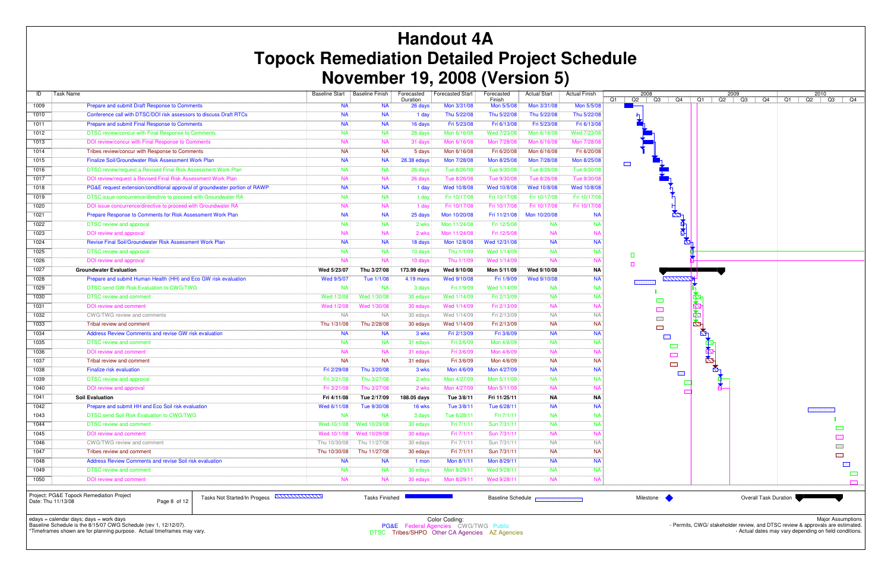# Handout 4A
# Topock Remediation Detailed Project Schedule
# November 19, 2008 (Version 5)

| ID | Task Name | Baseline Start | Baseline Finish | Forecasted Duration | Forecasted Start | Forecasted Finish | Actual Start | Actual Finish |
|---|---|---|---|---|---|---|---|---|
| 1009 | Prepare and submit Draft Response to Comments | NA | NA | 26 days | Mon 3/31/08 | Mon 5/5/08 | Mon 3/31/08 | Mon 5/5/08 |
| 1010 | Conference call with DTSC/DOI risk assessors to discuss Draft RTCs | NA | NA | 1 day | Thu 5/22/08 | Thu 5/22/08 | Thu 5/22/08 | Thu 5/22/08 |
| 1011 | Prepare and submit Final Response to Comments | NA | NA | 16 days | Fri 5/23/08 | Fri 6/13/08 | Fri 5/23/08 | Fri 6/13/08 |
| 1012 | DTSC review/concur with Final Response to Comments | NA | NA | 28 days | Mon 6/16/08 | Wed 7/23/08 | Mon 6/16/08 | Wed 7/23/08 |
| 1013 | DOI review/concur with Final Response to Comments | NA | NA | 31 days | Mon 6/16/08 | Mon 7/28/08 | Mon 6/16/08 | Mon 7/28/08 |
| 1014 | Tribes review/concur with Response to Comments | NA | NA | 5 days | Mon 6/16/08 | Fri 6/20/08 | Mon 6/16/08 | Fri 6/20/08 |
| 1015 | Finalize Soil/Groundwater Risk Assessment Work Plan | NA | NA | 28.38 edays | Mon 7/28/08 | Mon 8/25/08 | Mon 7/28/08 | Mon 8/25/08 |
| 1016 | DTSC review/request a Revised Final Risk Assessment Work Plan | NA | NA | 26 days | Tue 8/26/08 | Tue 9/30/08 | Tue 8/26/08 | Tue 9/30/08 |
| 1017 | DOI review/request a Revised Final Risk Assessment Work Plan | NA | NA | 26 days | Tue 8/26/08 | Tue 9/30/08 | Tue 8/26/08 | Tue 9/30/08 |
| 1018 | PG&E request extension/conditional approval of groundwater portion of RAWP | NA | NA | 1 day | Wed 10/8/08 | Wed 10/8/08 | Wed 10/8/08 | Wed 10/8/08 |
| 1019 | DTSC issue concurrence/directive to proceed with Groundwater RA | NA | NA | 1 day | Fri 10/17/08 | Fri 10/17/08 | Fri 10/17/08 | Fri 10/17/08 |
| 1020 | DOI issue concurrence/directive to proceed with Groundwater RA | NA | NA | 1 day | Fri 10/17/08 | Fri 10/17/08 | Fri 10/17/08 | Fri 10/17/08 |
| 1021 | Prepare Response to Comments for Risk Assessment Work Plan | NA | NA | 25 days | Mon 10/20/08 | Fri 11/21/08 | Mon 10/20/08 | NA |
| 1022 | DTSC review and approval | NA | NA | 2 wks | Mon 11/24/08 | Fri 12/5/08 | NA | NA |
| 1023 | DOI review and approval | NA | NA | 2 wks | Mon 11/24/08 | Fri 12/5/08 | NA | NA |
| 1024 | Revise Final Soil/Groundwater Risk Assessment Work Plan | NA | NA | 18 days | Mon 12/8/08 | Wed 12/31/08 | NA | NA |
| 1025 | DTSC review and approval | NA | NA | 10 days | Thu 1/1/09 | Wed 1/14/09 | NA | NA |
| 1026 | DOI review and approval | NA | NA | 10 days | Thu 1/1/09 | Wed 1/14/09 | NA | NA |
| 1027 | **Groundwater Evaluation** | **Wed 5/23/07** | **Thu 3/27/08** | **173.99 days** | **Wed 9/10/08** | **Mon 5/11/09** | **Wed 9/10/08** | **NA** |
| 1028 | Prepare and submit Human Health (HH) and Eco GW risk evaluation | Wed 9/5/07 | Tue 1/1/08 | 4.19 mons | Wed 9/10/08 | Fri 1/9/09 | Wed 9/10/08 | NA |
| 1029 | DTSC send GW Risk Evaluation to CWG/TWG | NA | NA | 3 days | Fri 1/9/09 | Wed 1/14/09 | NA | NA |
| 1030 | DTSC review and comment | Wed 1/2/08 | Wed 1/30/08 | 30 edays | Wed 1/14/09 | Fri 2/13/09 | NA | NA |
| 1031 | DOI review and comment | Wed 1/2/08 | Wed 1/30/08 | 30 edays | Wed 1/14/09 | Fri 2/13/09 | NA | NA |
| 1032 | CWG/TWG review and comments | NA | NA | 30 edays | Wed 1/14/09 | Fri 2/13/09 | NA | NA |
| 1033 | Tribal review and comment | Thu 1/31/08 | Thu 2/28/08 | 30 edays | Wed 1/14/09 | Fri 2/13/09 | NA | NA |
| 1034 | Address Review Comments and revise GW risk evaluation | NA | NA | 3 wks | Fri 2/13/09 | Fri 3/6/09 | NA | NA |
| 1035 | DTSC review and comment | NA | NA | 31 edays | Fri 3/6/09 | Mon 4/6/09 | NA | NA |
| 1036 | DOI review and comment | NA | NA | 31 edays | Fri 3/6/09 | Mon 4/6/09 | NA | NA |
| 1037 | Tribal review and comment | NA | NA | 31 edays | Fri 3/6/09 | Mon 4/6/09 | NA | NA |
| 1038 | Finalize risk evaluation | Fri 2/29/08 | Thu 3/20/08 | 3 wks | Mon 4/6/09 | Mon 4/27/09 | NA | NA |
| 1039 | DTSC review and approval | Fri 3/21/08 | Thu 3/27/08 | 2 wks | Mon 4/27/09 | Mon 5/11/09 | NA | NA |
| 1040 | DOI review and approval | Fri 3/21/08 | Thu 3/27/08 | 2 wks | Mon 4/27/09 | Mon 5/11/09 | NA | NA |
| 1041 | **Soil Evaluation** | **Fri 4/11/08** | **Tue 2/17/09** | **188.05 days** | **Tue 3/8/11** | **Fri 11/25/11** | **NA** | **NA** |
| 1042 | Prepare and submit HH and Eco Soil risk evaluation | Wed 6/11/08 | Tue 9/30/08 | 16 wks | Tue 3/8/11 | Tue 6/28/11 | NA | NA |
| 1043 | DTSC send Soil Risk Evaluation to CWG/TWG | NA | NA | 3 days | Tue 6/28/11 | Fri 7/1/11 | NA | NA |
| 1044 | DTSC review and comment | Wed 10/1/08 | Wed 10/29/08 | 30 edays | Fri 7/1/11 | Sun 7/31/11 | NA | NA |
| 1045 | DOI review and comment | Wed 10/1/08 | Wed 10/29/08 | 30 edays | Fri 7/1/11 | Sun 7/31/11 | NA | NA |
| 1046 | CWG/TWG review and comment | Thu 10/30/08 | Thu 11/27/08 | 30 edays | Fri 7/1/11 | Sun 7/31/11 | NA | NA |
| 1047 | Tribes review and comment | Thu 10/30/08 | Thu 11/27/08 | 30 edays | Fri 7/1/11 | Sun 7/31/11 | NA | NA |
| 1048 | Address Review Comments and revise Soil risk evaluation | NA | NA | 1 mon | Mon 8/1/11 | Mon 8/29/11 | NA | NA |
| 1049 | DTSC review and comment | NA | NA | 30 edays | Mon 8/29/11 | Wed 9/28/11 | NA | NA |
| 1050 | DOI review and comment | NA | NA | 30 edays | Mon 8/29/11 | Wed 9/28/11 | NA | NA |

Project: PG&E Topock Remediation Project
Date: Thu 11/13/08

Legend: Tasks Not Started/In Progess | Tasks Finished | Baseline Schedule | Milestone | Overall Task Duration

edays = calendar days; days = work days
Baseline Schedule is the 8/15/07 CWG Schedule (rev 1, 12/12/07).
*Timeframes shown are for planning purpose. Actual timeframes may vary.

Color Coding:
PG&E Federal Agencies CWG/TWG Public
DTSC Tribes/SHPO Other CA Agencies AZ Agencies

Major Assumptions
- Permits, CWG/ stakeholder review, and DTSC review & approvals are estimated.
- Actual dates may vary depending on field conditions.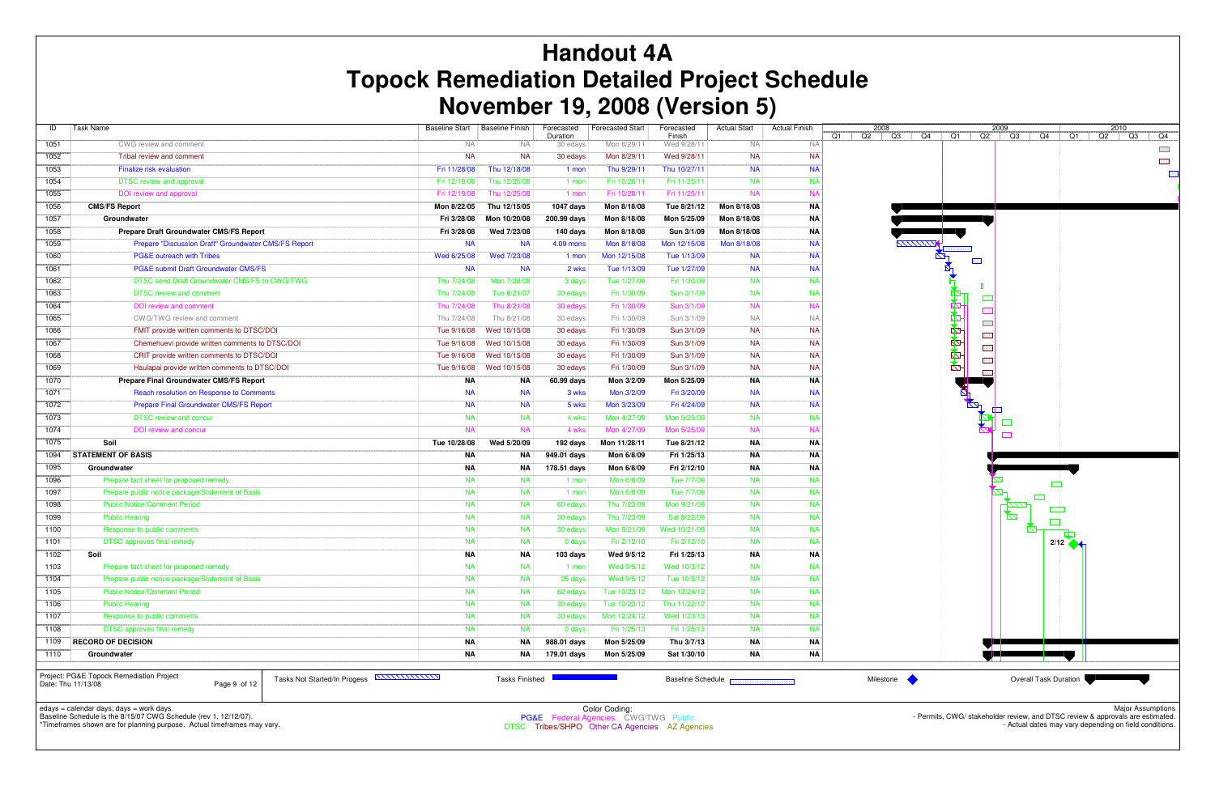# Handout 4A
# Topock Remediation Detailed Project Schedule
# November 19, 2008 (Version 5)

| ID | Task Name | Baseline Start | Baseline Finish | Forecasted Duration | Forecasted Start | Forecasted Finish | Actual Start | Actual Finish |
|---|---|---|---|---|---|---|---|---|
| 1051 | CWG review and comment | NA | NA | 30 edays | Mon 8/29/11 | Wed 9/28/11 | NA | NA |
| 1052 | Tribal review and comment | NA | NA | 30 edays | Mon 8/29/11 | Wed 9/28/11 | NA | NA |
| 1053 | Finalize risk evaluation | Fri 11/28/08 | Thu 12/18/08 | 1 mon | Thu 9/29/11 | Thu 10/27/11 | NA | NA |
| 1054 | DTSC review and approval | Fri 12/19/08 | Thu 12/25/08 | 1 mon | Fri 10/28/11 | Fri 11/25/11 | NA | NA |
| 1055 | DOI review and approval | Fri 12/19/08 | Thu 12/25/08 | 1 mon | Fri 10/28/11 | Fri 11/25/11 | NA | NA |
| 1056 | **CMS/FS Report** | **Mon 8/22/05** | **Thu 12/15/05** | **1047 days** | **Mon 8/18/08** | **Tue 8/21/12** | **Mon 8/18/08** | **NA** |
| 1057 | **Groundwater** | **Fri 3/28/08** | **Mon 10/20/08** | **200.99 days** | **Mon 8/18/08** | **Mon 5/25/09** | **Mon 8/18/08** | **NA** |
| 1058 | **Prepare Draft Groundwater CMS/FS Report** | **Fri 3/28/08** | **Wed 7/23/08** | **140 days** | **Mon 8/18/08** | **Sun 3/1/09** | **Mon 8/18/08** | **NA** |
| 1059 | Prepare "Discussion Draft" Groundwater CMS/FS Report | NA | NA | 4.09 mons | Mon 8/18/08 | Mon 12/15/08 | Mon 8/18/08 | NA |
| 1060 | PG&E outreach with Tribes | Wed 6/25/08 | Wed 7/23/08 | 1 mon | Mon 12/15/08 | Tue 1/13/09 | NA | NA |
| 1061 | PG&E submit Draft Groundwater CMS/FS | NA | NA | 2 wks | Tue 1/13/09 | Tue 1/27/09 | NA | NA |
| 1062 | DTSC send Draft Groundwater CMS/FS to CWG/TWG | Thu 7/24/08 | Mon 7/28/08 | 3 days | Tue 1/27/09 | Fri 1/30/09 | NA | NA |
| 1063 | DTSC review and comment | Thu 7/24/08 | Tue 8/21/07 | 30 edays | Fri 1/30/09 | Sun 3/1/09 | NA | NA |
| 1064 | DOI review and comment | Thu 7/24/08 | Thu 8/21/08 | 30 edays | Fri 1/30/09 | Sun 3/1/09 | NA | NA |
| 1065 | CWG/TWG review and comment | Thu 7/24/08 | Thu 8/21/08 | 30 edays | Fri 1/30/09 | Sun 3/1/09 | NA | NA |
| 1066 | FMIT provide written comments to DTSC/DOI | Tue 9/16/08 | Wed 10/15/08 | 30 edays | Fri 1/30/09 | Sun 3/1/09 | NA | NA |
| 1067 | Chemehuevi provide written comments to DTSC/DOI | Tue 9/16/08 | Wed 10/15/08 | 30 edays | Fri 1/30/09 | Sun 3/1/09 | NA | NA |
| 1068 | CRIT provide written comments to DTSC/DOI | Tue 9/16/08 | Wed 10/15/08 | 30 edays | Fri 1/30/09 | Sun 3/1/09 | NA | NA |
| 1069 | Haulapai provide written comments to DTSC/DOI | Tue 9/16/08 | Wed 10/15/08 | 30 edays | Fri 1/30/09 | Sun 3/1/09 | NA | NA |
| 1070 | **Prepare Final Groundwater CMS/FS Report** | **NA** | **NA** | **60.99 days** | **Mon 3/2/09** | **Mon 5/25/09** | **NA** | **NA** |
| 1071 | Reach resolution on Response to Comments | NA | NA | 3 wks | Mon 3/2/09 | Fri 3/20/09 | NA | NA |
| 1072 | Prepare Final Groundwater CMS/FS Report | NA | NA | 5 wks | Mon 3/23/09 | Fri 4/24/09 | NA | NA |
| 1073 | DTSC review and concur | NA | NA | 4 wks | Mon 4/27/09 | Mon 5/25/09 | NA | NA |
| 1074 | DOI review and concur | NA | NA | 4 wks | Mon 4/27/09 | Mon 5/25/09 | NA | NA |
| 1075 | **Soil** | **Tue 10/28/08** | **Wed 5/20/09** | **192 days** | **Mon 11/28/11** | **Tue 8/21/12** | **NA** | **NA** |
| 1094 | **STATEMENT OF BASIS** | **NA** | **NA** | **949.01 days** | **Mon 6/8/09** | **Fri 1/25/13** | **NA** | **NA** |
| 1095 | **Groundwater** | **NA** | **NA** | **178.51 days** | **Mon 6/8/09** | **Fri 2/12/10** | **NA** | **NA** |
| 1096 | Prepare fact sheet for proposed remedy | NA | NA | 1 mon | Mon 6/8/09 | Tue 7/7/09 | NA | NA |
| 1097 | Prepare public notice package/Statement of Basis | NA | NA | 1 mon | Mon 6/8/09 | Tue 7/7/09 | NA | NA |
| 1098 | Public Notice/Comment Period | NA | NA | 60 edays | Thu 7/23/09 | Mon 9/21/09 | NA | NA |
| 1099 | Public Hearing | NA | NA | 30 edays | Thu 7/23/09 | Sat 8/22/09 | NA | NA |
| 1100 | Response to public comments | NA | NA | 30 edays | Mon 9/21/09 | Wed 10/21/09 | NA | NA |
| 1101 | DTSC approves final remedy | NA | NA | 0 days | Fri 2/12/10 | Fri 2/12/10 | NA | NA |
| 1102 | **Soil** | **NA** | **NA** | **103 days** | **Wed 9/5/12** | **Fri 1/25/13** | **NA** | **NA** |
| 1103 | Prepare fact sheet for proposed remedy | NA | NA | 1 mon | Wed 9/5/12 | Wed 10/3/12 | NA | NA |
| 1104 | Prepare public notice package/Statement of Basis | NA | NA | 25 days | Wed 9/5/12 | Tue 10/9/12 | NA | NA |
| 1105 | Public Notice/Comment Period | NA | NA | 62 edays | Tue 10/23/12 | Mon 12/24/12 | NA | NA |
| 1106 | Public Hearing | NA | NA | 30 edays | Tue 10/23/12 | Thu 11/22/12 | NA | NA |
| 1107 | Response to public comments | NA | NA | 30 edays | Mon 12/24/12 | Wed 1/23/13 | NA | NA |
| 1108 | DTSC approves final remedy | NA | NA | 0 days | Fri 1/25/13 | Fri 1/25/13 | NA | NA |
| 1109 | **RECORD OF DECISION** | **NA** | **NA** | **988.01 days** | **Mon 5/25/09** | **Thu 3/7/13** | **NA** | **NA** |
| 1110 | **Groundwater** | **NA** | **NA** | **179.01 days** | **Mon 5/25/09** | **Sat 1/30/10** | **NA** | **NA** |

Project: PG&E Topock Remediation Project
Date: Thu 11/13/08

Legend: Tasks Not Started/In Progess; Tasks Finished; Baseline Schedule; Milestone; Overall Task Duration

edays = calendar days; days = work days
Baseline Schedule is the 8/15/07 CWG Schedule (rev 1, 12/12/07).
*Timeframes shown are for planning purpose. Actual timeframes may vary.

Color Coding:
PG&E Federal Agencies CWG/TWG Public
DTSC Tribes/SHPO Other CA Agencies AZ Agencies

Major Assumptions
- Permits, CWG/ stakeholder review, and DTSC review & approvals are estimated.
- Actual dates may vary depending on field conditions.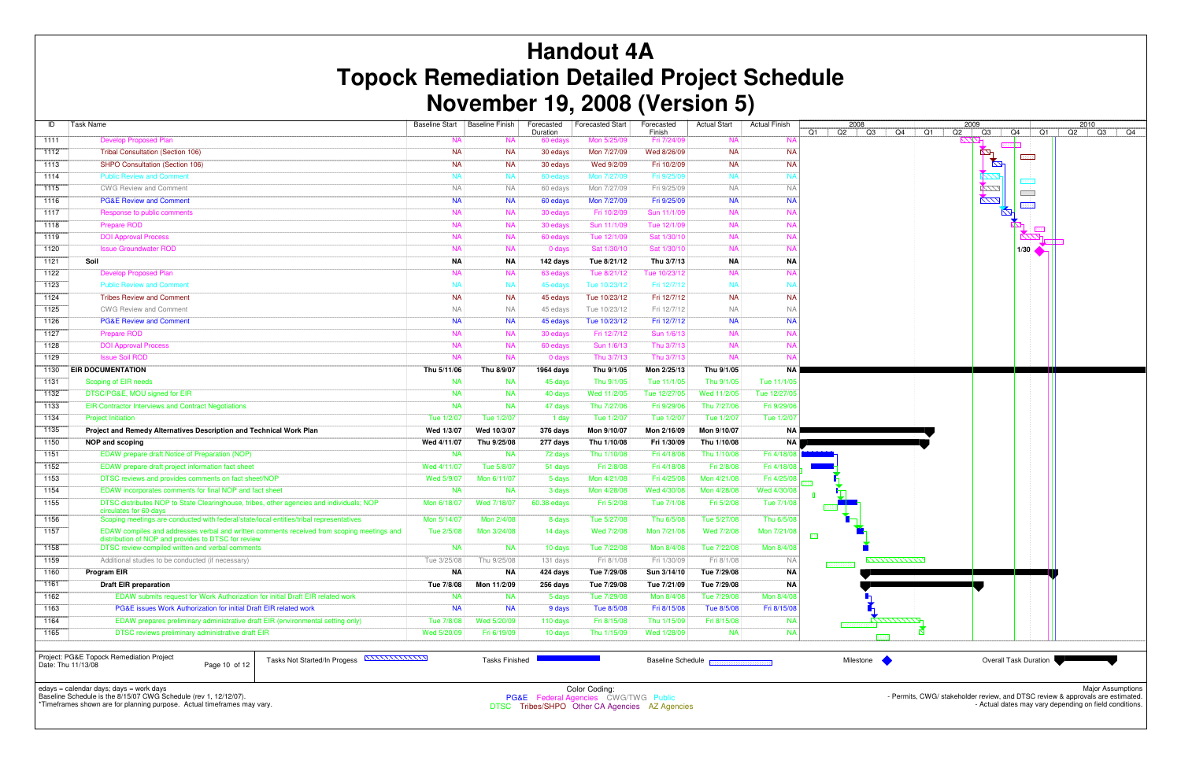# Handout 4A
# Topock Remediation Detailed Project Schedule
# November 19, 2008 (Version 5)

| ID | Task Name | Baseline Start | Baseline Finish | Forecasted Duration | Forecasted Start | Forecasted Finish | Actual Start | Actual Finish |
|---|---|---|---|---|---|---|---|---|
| 1111 | Develop Proposed Plan | NA | NA | 60 edays | Mon 5/25/09 | Fri 7/24/09 | NA | NA |
| 1112 | Tribal Consultation (Section 106) | NA | NA | 30 edays | Mon 7/27/09 | Wed 8/26/09 | NA | NA |
| 1113 | SHPO Consultation (Section 106) | NA | NA | 30 edays | Wed 9/2/09 | Fri 10/2/09 | NA | NA |
| 1114 | Public Review and Comment | NA | NA | 60 edays | Mon 7/27/09 | Fri 9/25/09 | NA | NA |
| 1115 | CWG Review and Comment | NA | NA | 60 edays | Mon 7/27/09 | Fri 9/25/09 | NA | NA |
| 1116 | PG&E Review and Comment | NA | NA | 60 edays | Mon 7/27/09 | Fri 9/25/09 | NA | NA |
| 1117 | Response to public comments | NA | NA | 30 edays | Fri 10/2/09 | Sun 11/1/09 | NA | NA |
| 1118 | Prepare ROD | NA | NA | 30 edays | Sun 11/1/09 | Tue 12/1/09 | NA | NA |
| 1119 | DOI Approval Process | NA | NA | 60 edays | Tue 12/1/09 | Sat 1/30/10 | NA | NA |
| 1120 | Issue Groundwater ROD | NA | NA | 0 days | Sat 1/30/10 | Sat 1/30/10 | NA | NA |
| 1121 | **Soil** | **NA** | **NA** | **142 days** | **Tue 8/21/12** | **Thu 3/7/13** | **NA** | **NA** |
| 1122 | Develop Proposed Plan | NA | NA | 63 edays | Tue 8/21/12 | Tue 10/23/12 | NA | NA |
| 1123 | Public Review and Comment | NA | NA | 45 edays | Tue 10/23/12 | Fri 12/7/12 | NA | NA |
| 1124 | Tribes Review and Comment | NA | NA | 45 edays | Tue 10/23/12 | Fri 12/7/12 | NA | NA |
| 1125 | CWG Review and Comment | NA | NA | 45 edays | Tue 10/23/12 | Fri 12/7/12 | NA | NA |
| 1126 | PG&E Review and Comment | NA | NA | 45 edays | Tue 10/23/12 | Fri 12/7/12 | NA | NA |
| 1127 | Prepare ROD | NA | NA | 30 edays | Fri 12/7/12 | Sun 1/6/13 | NA | NA |
| 1128 | DOI Approval Process | NA | NA | 60 edays | Sun 1/6/13 | Thu 3/7/13 | NA | NA |
| 1129 | Issue Soil ROD | NA | NA | 0 days | Thu 3/7/13 | Thu 3/7/13 | NA | NA |
| 1130 | **EIR DOCUMENTATION** | **Thu 5/11/06** | **Thu 8/9/07** | **1964 days** | **Thu 9/1/05** | **Mon 2/25/13** | **Thu 9/1/05** | **NA** |
| 1131 | Scoping of EIR needs | NA | NA | 45 days | Thu 9/1/05 | Tue 11/1/05 | Thu 9/1/05 | Tue 11/1/05 |
| 1132 | DTSC/PG&E, MOU signed for EIR | NA | NA | 40 days | Wed 11/2/05 | Tue 12/27/05 | Wed 11/2/05 | Tue 12/27/05 |
| 1133 | EIR Contractor Interviews and Contract Negotiations | NA | NA | 47 days | Thu 7/27/06 | Fri 9/29/06 | Thu 7/27/06 | Fri 9/29/06 |
| 1134 | Project Initiation | Tue 1/2/07 | Tue 1/2/07 | 1 day | Tue 1/2/07 | Tue 1/2/07 | Tue 1/2/07 | Tue 1/2/07 |
| 1135 | **Project and Remedy Alternatives Description and Technical Work Plan** | **Wed 1/3/07** | **Wed 10/3/07** | **376 days** | **Mon 9/10/07** | **Mon 2/16/09** | **Mon 9/10/07** | **NA** |
| 1150 | **NOP and scoping** | **Wed 4/11/07** | **Thu 9/25/08** | **277 days** | **Thu 1/10/08** | **Fri 1/30/09** | **Thu 1/10/08** | **NA** |
| 1151 | EDAW prepare draft Notice of Preparation (NOP) | NA | NA | 72 days | Thu 1/10/08 | Fri 4/18/08 | Thu 1/10/08 | Fri 4/18/08 |
| 1152 | EDAW prepare draft project information fact sheet | Wed 4/11/07 | Tue 5/8/07 | 51 days | Fri 2/8/08 | Fri 4/18/08 | Fri 2/8/08 | Fri 4/18/08 |
| 1153 | DTSC reviews and provides comments on fact sheet/NOP | Wed 5/9/07 | Mon 6/11/07 | 5 days | Mon 4/21/08 | Fri 4/25/08 | Mon 4/21/08 | Fri 4/25/08 |
| 1154 | EDAW incorporates comments for final NOP and fact sheet | NA | NA | 3 days | Mon 4/28/08 | Wed 4/30/08 | Mon 4/28/08 | Wed 4/30/08 |
| 1155 | DTSC distributes NOP to State Clearinghouse, tribes, other agencies and individuals; NOP circulates for 60 days | Mon 6/18/07 | Wed 7/18/07 | 60.38 edays | Fri 5/2/08 | Tue 7/1/08 | Fri 5/2/08 | Tue 7/1/08 |
| 1156 | Scoping meetings are conducted with federal/state/local entities/tribal representatives | Mon 5/14/07 | Mon 2/4/08 | 8 days | Tue 5/27/08 | Thu 6/5/08 | Tue 5/27/08 | Thu 6/5/08 |
| 1157 | EDAW compiles and addresses verbal and written comments received from scoping meetings and distribution of NOP and provides to DTSC for review | Tue 2/5/08 | Mon 3/24/08 | 14 days | Wed 7/2/08 | Mon 7/21/08 | Wed 7/2/08 | Mon 7/21/08 |
| 1158 | DTSC review compiled written and verbal comments | NA | NA | 10 days | Tue 7/22/08 | Mon 8/4/08 | Tue 7/22/08 | Mon 8/4/08 |
| 1159 | Additional studies to be conducted (if necessary) | Tue 3/25/08 | Thu 9/25/08 | 131 days | Fri 8/1/08 | Fri 1/30/09 | Fri 8/1/08 | NA |
| 1160 | **Program EIR** | **NA** | **NA** | **424 days** | **Tue 7/29/08** | **Sun 3/14/10** | **Tue 7/29/08** | **NA** |
| 1161 | **Draft EIR preparation** | **Tue 7/8/08** | **Mon 11/2/09** | **256 days** | **Tue 7/29/08** | **Tue 7/21/09** | **Tue 7/29/08** | **NA** |
| 1162 | EDAW submits request for Work Authorization for initial Draft EIR related work | NA | NA | 5 days | Tue 7/29/08 | Mon 8/4/08 | Tue 7/29/08 | Mon 8/4/08 |
| 1163 | PG&E issues Work Authorization for initial Draft EIR related work | NA | NA | 9 days | Tue 8/5/08 | Fri 8/15/08 | Tue 8/5/08 | Fri 8/15/08 |
| 1164 | EDAW prepares preliminary administrative draft EIR (environmental setting only) | Tue 7/8/08 | Wed 5/20/09 | 110 days | Fri 8/15/08 | Thu 1/15/09 | Fri 8/15/08 | NA |
| 1165 | DTSC reviews preliminary administrative draft EIR | Wed 5/20/09 | Fri 6/19/09 | 10 days | Thu 1/15/09 | Wed 1/28/09 | NA | NA |

Project: PG&E Topock Remediation Project
Date: Thu 11/13/08

Legend: Tasks Not Started/In Progess; Tasks Finished; Baseline Schedule; Milestone; Overall Task Duration

edays = calendar days; days = work days
Baseline Schedule is the 8/15/07 CWG Schedule (rev 1, 12/12/07).
*Timeframes shown are for planning purpose. Actual timeframes may vary.

Color Coding:
PG&E Federal Agencies CWG/TWG Public
DTSC Tribes/SHPO Other CA Agencies AZ Agencies

Major Assumptions
- Permits, CWG/ stakeholder review, and DTSC review & approvals are estimated.
- Actual dates may vary depending on field conditions.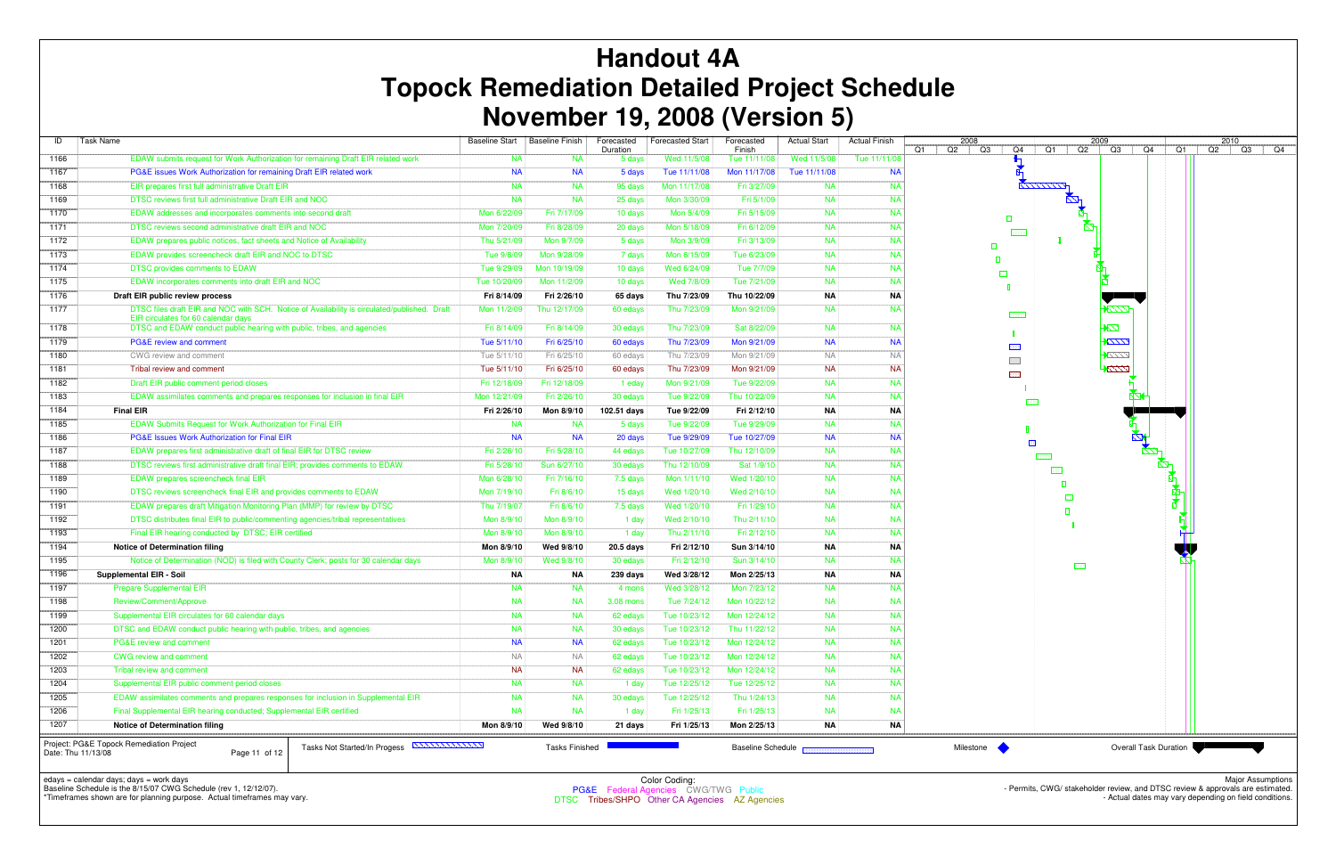# Handout 4A
# Topock Remediation Detailed Project Schedule
# November 19, 2008 (Version 5)

| ID | Task Name | Baseline Start | Baseline Finish | Forecasted Duration | Forecasted Start | Forecasted Finish | Actual Start | Actual Finish |
|---|---|---|---|---|---|---|---|---|
| 1166 | EDAW submits request for Work Authorization for remaining Draft EIR related work | NA | NA | 5 days | Wed 11/5/08 | Tue 11/11/08 | Wed 11/5/08 | Tue 11/11/08 |
| 1167 | PG&E issues Work Authorization for remaining Draft EIR related work | NA | NA | 5 days | Tue 11/11/08 | Mon 11/17/08 | Tue 11/11/08 | NA |
| 1168 | EIR prepares first full administrative Draft EIR | NA | NA | 95 days | Mon 11/17/08 | Fri 3/27/09 | NA | NA |
| 1169 | DTSC reviews first full administrative Draft EIR and NOC | NA | NA | 25 days | Mon 3/30/09 | Fri 5/1/09 | NA | NA |
| 1170 | EDAW addresses and incorporates comments into second draft | Mon 6/22/09 | Fri 7/17/09 | 10 days | Mon 5/4/09 | Fri 5/15/09 | NA | NA |
| 1171 | DTSC reviews second administrative draft EIR and NOC | Mon 7/20/09 | Fri 8/28/09 | 20 days | Mon 5/18/09 | Fri 6/12/09 | NA | NA |
| 1172 | EDAW prepares public notices, fact sheets and Notice of Availability | Thu 5/21/09 | Mon 9/7/09 | 5 days | Mon 3/9/09 | Fri 3/13/09 | NA | NA |
| 1173 | EDAW provides screencheck draft EIR and NOC to DTSC | Tue 9/8/09 | Mon 9/28/09 | 7 days | Mon 6/15/09 | Tue 6/23/09 | NA | NA |
| 1174 | DTSC provides comments to EDAW | Tue 9/29/09 | Mon 10/19/09 | 10 days | Wed 6/24/09 | Tue 7/7/09 | NA | NA |
| 1175 | EDAW incorporates comments into draft EIR and NOC | Tue 10/20/09 | Mon 11/2/09 | 10 days | Wed 7/8/09 | Tue 7/21/09 | NA | NA |
| 1176 | **Draft EIR public review process** | **Fri 8/14/09** | **Fri 2/26/10** | **65 days** | **Thu 7/23/09** | **Thu 10/22/09** | **NA** | **NA** |
| 1177 | DTSC files draft EIR and NOC with SCH. Notice of Availability is circulated/published. Draft EIR circulates for 60 calendar days | Mon 11/2/09 | Thu 12/17/09 | 60 edays | Thu 7/23/09 | Mon 9/21/09 | NA | NA |
| 1178 | DTSC and EDAW conduct public hearing with public, tribes, and agencies | Fri 8/14/09 | Fri 8/14/09 | 30 edays | Thu 7/23/09 | Sat 8/22/09 | NA | NA |
| 1179 | PG&E review and comment | Tue 5/11/10 | Fri 6/25/10 | 60 edays | Thu 7/23/09 | Mon 9/21/09 | NA | NA |
| 1180 | CWG review and comment | Tue 5/11/10 | Fri 6/25/10 | 60 edays | Thu 7/23/09 | Mon 9/21/09 | NA | NA |
| 1181 | Tribal review and comment | Tue 5/11/10 | Fri 6/25/10 | 60 edays | Thu 7/23/09 | Mon 9/21/09 | NA | NA |
| 1182 | Draft EIR public comment period closes | Fri 12/18/09 | Fri 12/18/09 | 1 eday | Mon 9/21/09 | Tue 9/22/09 | NA | NA |
| 1183 | EDAW assimilates comments and prepares responses for inclusion in final EIR | Mon 12/21/09 | Fri 2/26/10 | 30 edays | Tue 9/22/09 | Thu 10/22/09 | NA | NA |
| 1184 | **Final EIR** | **Fri 2/26/10** | **Mon 8/9/10** | **102.51 days** | **Tue 9/22/09** | **Fri 2/12/10** | **NA** | **NA** |
| 1185 | EDAW Submits Request for Work Authorization for Final EIR | NA | NA | 5 days | Tue 9/22/09 | Tue 9/29/09 | NA | NA |
| 1186 | PG&E Issues Work Authorization for Final EIR | NA | NA | 20 days | Tue 9/29/09 | Tue 10/27/09 | NA | NA |
| 1187 | EDAW prepares first administrative draft of final EIR for DTSC review | Fri 2/26/10 | Fri 5/28/10 | 44 edays | Tue 10/27/09 | Thu 12/10/09 | NA | NA |
| 1188 | DTSC reviews first administrative draft final EIR; provides comments to EDAW | Fri 5/28/10 | Sun 6/27/10 | 30 edays | Thu 12/10/09 | Sat 1/9/10 | NA | NA |
| 1189 | EDAW prepares screencheck final EIR | Mon 6/28/10 | Fri 7/16/10 | 7.5 days | Mon 1/11/10 | Wed 1/20/10 | NA | NA |
| 1190 | DTSC reviews screencheck final EIR and provides comments to EDAW | Mon 7/19/10 | Fri 8/6/10 | 15 days | Wed 1/20/10 | Wed 2/10/10 | NA | NA |
| 1191 | EDAW prepares draft Mitigation Monitoring Plan (MMP) for review by DTSC | Thu 7/19/07 | Fri 8/6/10 | 7.5 days | Wed 1/20/10 | Fri 1/29/10 | NA | NA |
| 1192 | DTSC distributes final EIR to public/commenting agencies/tribal representatives | Mon 8/9/10 | Mon 8/9/10 | 1 day | Wed 2/10/10 | Thu 2/11/10 | NA | NA |
| 1193 | Final EIR hearing conducted by DTSC; EIR certified | Mon 8/9/10 | Mon 8/9/10 | 1 day | Thu 2/11/10 | Fri 2/12/10 | NA | NA |
| 1194 | **Notice of Determination filing** | **Mon 8/9/10** | **Wed 9/8/10** | **20.5 days** | **Fri 2/12/10** | **Sun 3/14/10** | **NA** | **NA** |
| 1195 | Notice of Determination (NOD) is filed with County Clerk; posts for 30 calendar days | Mon 8/9/10 | Wed 9/8/10 | 30 edays | Fri 2/12/10 | Sun 3/14/10 | NA | NA |
| 1196 | **Supplemental EIR - Soil** | **NA** | **NA** | **239 days** | **Wed 3/28/12** | **Mon 2/25/13** | **NA** | **NA** |
| 1197 | Prepare Supplemental EIR | NA | NA | 4 mons | Wed 3/28/12 | Mon 7/23/12 | NA | NA |
| 1198 | Review/Comment/Approve | NA | NA | 3.08 mons | Tue 7/24/12 | Mon 10/22/12 | NA | NA |
| 1199 | Supplemental EIR circulates for 60 calendar days | NA | NA | 62 edays | Tue 10/23/12 | Mon 12/24/12 | NA | NA |
| 1200 | DTSC and EDAW conduct public hearing with public, tribes, and agencies | NA | NA | 30 edays | Tue 10/23/12 | Thu 11/22/12 | NA | NA |
| 1201 | PG&E review and comment | NA | NA | 62 edays | Tue 10/23/12 | Mon 12/24/12 | NA | NA |
| 1202 | CWG review and comment | NA | NA | 62 edays | Tue 10/23/12 | Mon 12/24/12 | NA | NA |
| 1203 | Tribal review and comment | NA | NA | 62 edays | Tue 10/23/12 | Mon 12/24/12 | NA | NA |
| 1204 | Supplemental EIR public comment period closes | NA | NA | 1 day | Tue 12/25/12 | Tue 12/25/12 | NA | NA |
| 1205 | EDAW assimilates comments and prepares responses for inclusion in Supplemental EIR | NA | NA | 30 edays | Tue 12/25/12 | Thu 1/24/13 | NA | NA |
| 1206 | Final Supplemental EIR hearing conducted; Supplemental EIR certified | NA | NA | 1 day | Fri 1/25/13 | Fri 1/25/13 | NA | NA |
| 1207 | **Notice of Determination filing** | **Mon 8/9/10** | **Wed 9/8/10** | **21 days** | **Fri 1/25/13** | **Mon 2/25/13** | **NA** | **NA** |

Project: PG&E Topock Remediation Project
Date: Thu 11/13/08

Legend: Tasks Not Started/In Progess | Tasks Finished | Baseline Schedule | Milestone | Overall Task Duration

edays = calendar days; days = work days
Baseline Schedule is the 8/15/07 CWG Schedule (rev 1, 12/12/07).
*Timeframes shown are for planning purpose. Actual timeframes may vary.

Color Coding:
PG&E Federal Agencies CWG/TWG Public
DTSC Tribes/SHPO Other CA Agencies AZ Agencies

Major Assumptions
- Permits, CWG/ stakeholder review, and DTSC review & approvals are estimated.
- Actual dates may vary depending on field conditions.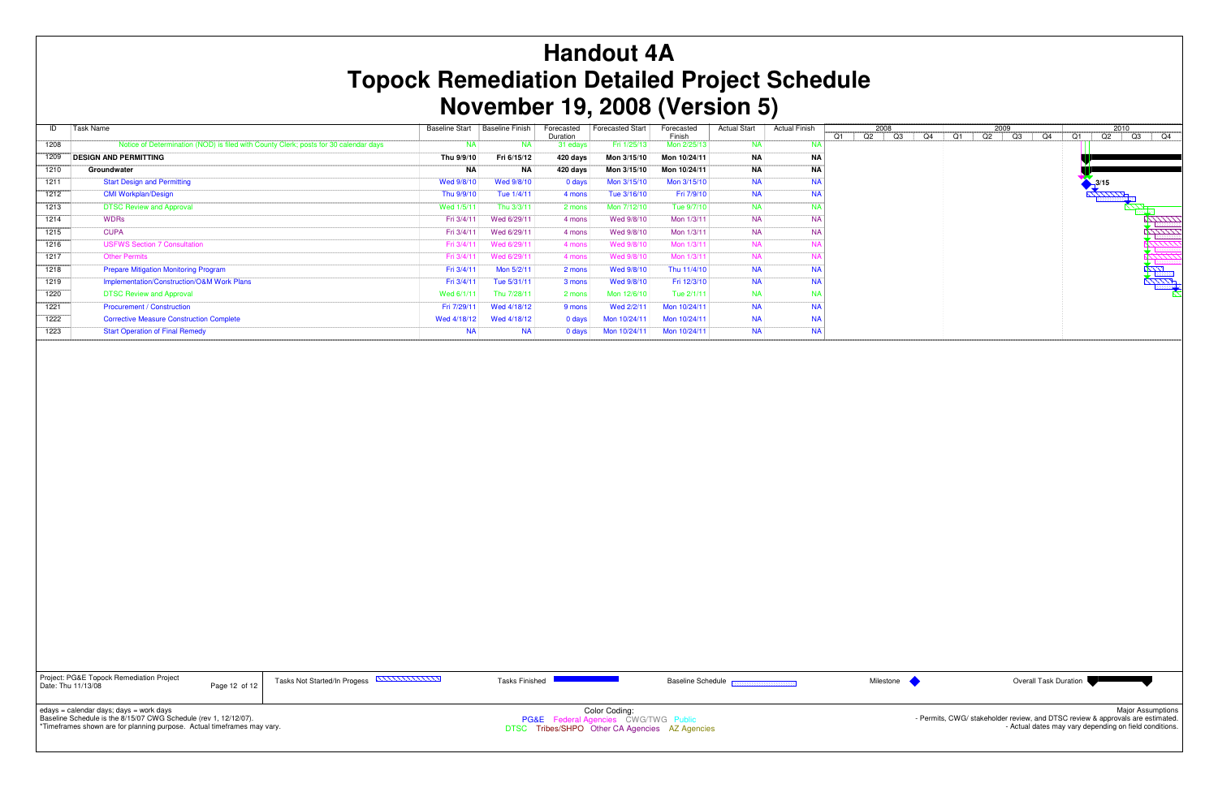# Handout 4A
# Topock Remediation Detailed Project Schedule
# November 19, 2008 (Version 5)

| ID | Task Name | Baseline Start | Baseline Finish | Forecasted Duration | Forecasted Start | Forecasted Finish | Actual Start | Actual Finish |
|---|---|---|---|---|---|---|---|---|
| 1208 | Notice of Determination (NOD) is filed with County Clerk; posts for 30 calendar days | NA | NA | 31 edays | Fri 1/25/13 | Mon 2/25/13 | NA | NA |
| 1209 | **DESIGN AND PERMITTING** | **Thu 9/9/10** | **Fri 6/15/12** | **420 days** | **Mon 3/15/10** | **Mon 10/24/11** | **NA** | **NA** |
| 1210 | **Groundwater** | **NA** | **NA** | **420 days** | **Mon 3/15/10** | **Mon 10/24/11** | **NA** | **NA** |
| 1211 | Start Design and Permitting | Wed 9/8/10 | Wed 9/8/10 | 0 days | Mon 3/15/10 | Mon 3/15/10 | NA | NA |
| 1212 | CMI Workplan/Design | Thu 9/9/10 | Tue 1/4/11 | 4 mons | Tue 3/16/10 | Fri 7/9/10 | NA | NA |
| 1213 | DTSC Review and Approval | Wed 1/5/11 | Thu 3/3/11 | 2 mons | Mon 7/12/10 | Tue 9/7/10 | NA | NA |
| 1214 | WDRs | Fri 3/4/11 | Wed 6/29/11 | 4 mons | Wed 9/8/10 | Mon 1/3/11 | NA | NA |
| 1215 | CUPA | Fri 3/4/11 | Wed 6/29/11 | 4 mons | Wed 9/8/10 | Mon 1/3/11 | NA | NA |
| 1216 | USFWS Section 7 Consultation | Fri 3/4/11 | Wed 6/29/11 | 4 mons | Wed 9/8/10 | Mon 1/3/11 | NA | NA |
| 1217 | Other Permits | Fri 3/4/11 | Wed 6/29/11 | 4 mons | Wed 9/8/10 | Mon 1/3/11 | NA | NA |
| 1218 | Prepare Mitigation Monitoring Program | Fri 3/4/11 | Mon 5/2/11 | 2 mons | Wed 9/8/10 | Thu 11/4/10 | NA | NA |
| 1219 | Implementation/Construction/O&M Work Plans | Fri 3/4/11 | Tue 5/31/11 | 3 mons | Wed 9/8/10 | Fri 12/3/10 | NA | NA |
| 1220 | DTSC Review and Approval | Wed 6/1/11 | Thu 7/28/11 | 2 mons | Mon 12/6/10 | Tue 2/1/11 | NA | NA |
| 1221 | Procurement / Construction | Fri 7/29/11 | Wed 4/18/12 | 9 mons | Wed 2/2/11 | Mon 10/24/11 | NA | NA |
| 1222 | Corrective Measure Construction Complete | Wed 4/18/12 | Wed 4/18/12 | 0 days | Mon 10/24/11 | Mon 10/24/11 | NA | NA |
| 1223 | Start Operation of Final Remedy | NA | NA | 0 days | Mon 10/24/11 | Mon 10/24/11 | NA | NA |

2008: Q1 Q2 Q3 Q4 | 2009: Q1 Q2 Q3 Q4 | 2010: Q1 Q2 Q3 Q4

3/15

Project: PG&E Topock Remediation Project
Date: Thu 11/13/08

Tasks Not Started/In Progess | Tasks Finished | Baseline Schedule | Milestone | Overall Task Duration

edays = calendar days; days = work days
Baseline Schedule is the 8/15/07 CWG Schedule (rev 1, 12/12/07).
*Timeframes shown are for planning purpose. Actual timeframes may vary.

Color Coding:
PG&E Federal Agencies CWG/TWG Public
DTSC Tribes/SHPO Other CA Agencies AZ Agencies

Major Assumptions
- Permits, CWG/ stakeholder review, and DTSC review & approvals are estimated.
- Actual dates may vary depending on field conditions.